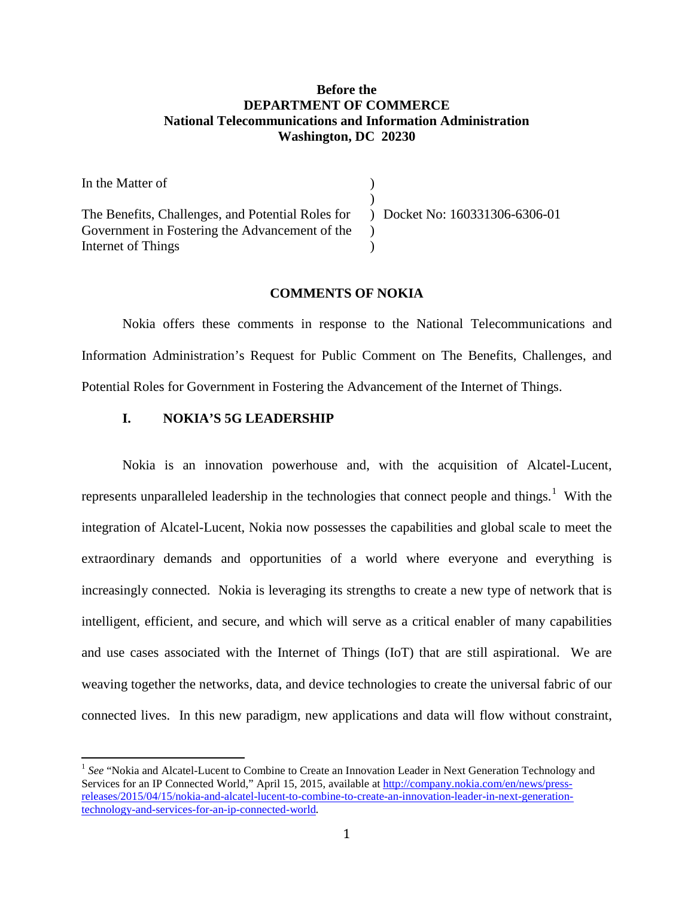**Before the**
**DEPARTMENT OF COMMERCE**
**National Telecommunications and Information Administration**
**Washington, DC 20230**

| | | |
|---|---|---|
| In the Matter of | ) | |
| | ) | |
| The Benefits, Challenges, and Potential Roles for Government in Fostering the Advancement of the Internet of Things | ) ) ) | Docket No: 160331306-6306-01 |

## COMMENTS OF NOKIA

Nokia offers these comments in response to the National Telecommunications and Information Administration's Request for Public Comment on The Benefits, Challenges, and Potential Roles for Government in Fostering the Advancement of the Internet of Things.

### I. NOKIA'S 5G LEADERSHIP

Nokia is an innovation powerhouse and, with the acquisition of Alcatel-Lucent, represents unparalleled leadership in the technologies that connect people and things.[1] With the integration of Alcatel-Lucent, Nokia now possesses the capabilities and global scale to meet the extraordinary demands and opportunities of a world where everyone and everything is increasingly connected. Nokia is leveraging its strengths to create a new type of network that is intelligent, efficient, and secure, and which will serve as a critical enabler of many capabilities and use cases associated with the Internet of Things (IoT) that are still aspirational. We are weaving together the networks, data, and device technologies to create the universal fabric of our connected lives. In this new paradigm, new applications and data will flow without constraint,

[1] *See* "Nokia and Alcatel-Lucent to Combine to Create an Innovation Leader in Next Generation Technology and Services for an IP Connected World," April 15, 2015, available at http://company.nokia.com/en/news/press-releases/2015/04/15/nokia-and-alcatel-lucent-to-combine-to-create-an-innovation-leader-in-next-generation-technology-and-services-for-an-ip-connected-world.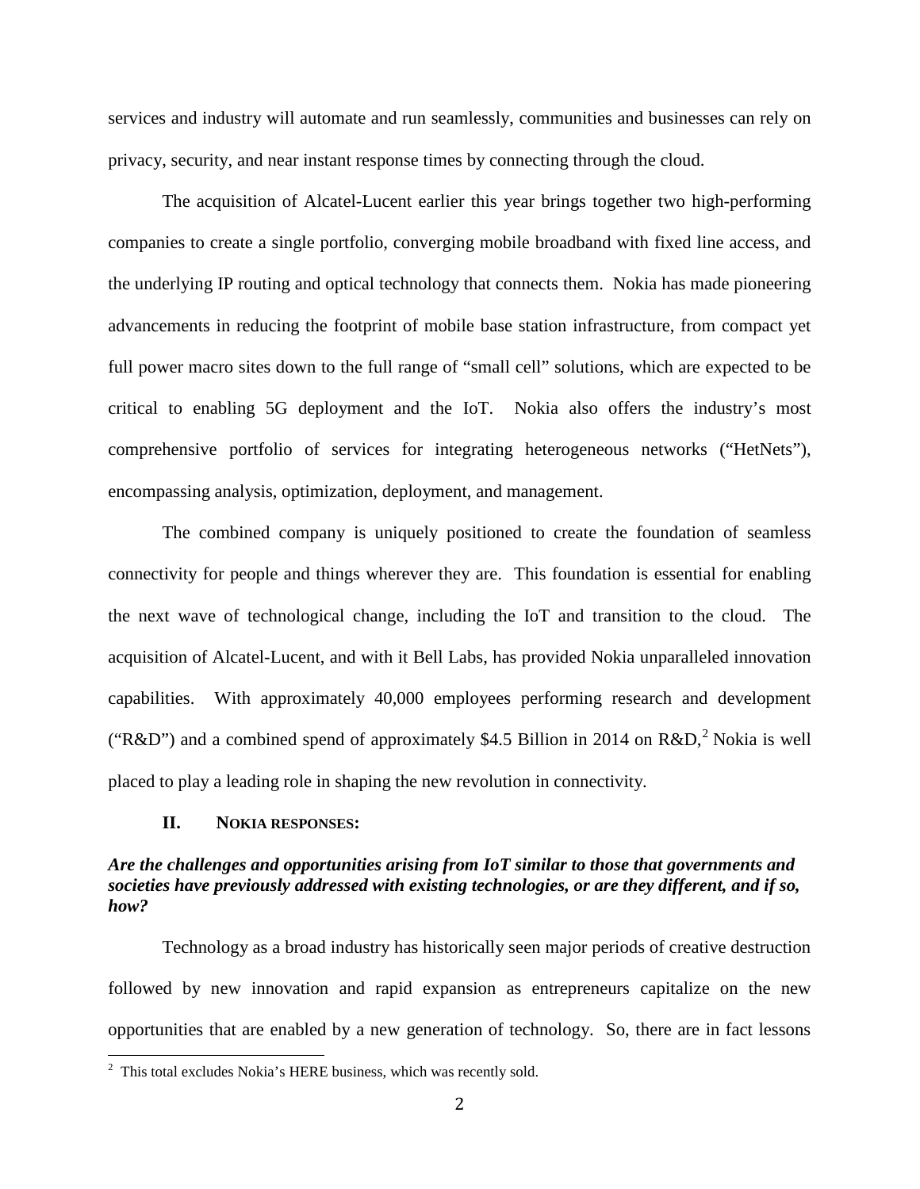services and industry will automate and run seamlessly, communities and businesses can rely on privacy, security, and near instant response times by connecting through the cloud.

The acquisition of Alcatel-Lucent earlier this year brings together two high-performing companies to create a single portfolio, converging mobile broadband with fixed line access, and the underlying IP routing and optical technology that connects them. Nokia has made pioneering advancements in reducing the footprint of mobile base station infrastructure, from compact yet full power macro sites down to the full range of "small cell" solutions, which are expected to be critical to enabling 5G deployment and the IoT. Nokia also offers the industry's most comprehensive portfolio of services for integrating heterogeneous networks ("HetNets"), encompassing analysis, optimization, deployment, and management.

The combined company is uniquely positioned to create the foundation of seamless connectivity for people and things wherever they are. This foundation is essential for enabling the next wave of technological change, including the IoT and transition to the cloud. The acquisition of Alcatel-Lucent, and with it Bell Labs, has provided Nokia unparalleled innovation capabilities. With approximately 40,000 employees performing research and development ("R&D") and a combined spend of approximately $4.5 Billion in 2014 on R&D,[2] Nokia is well placed to play a leading role in shaping the new revolution in connectivity.

## II. NOKIA RESPONSES:

***Are the challenges and opportunities arising from IoT similar to those that governments and societies have previously addressed with existing technologies, or are they different, and if so, how?***

Technology as a broad industry has historically seen major periods of creative destruction followed by new innovation and rapid expansion as entrepreneurs capitalize on the new opportunities that are enabled by a new generation of technology. So, there are in fact lessons

[2] This total excludes Nokia's HERE business, which was recently sold.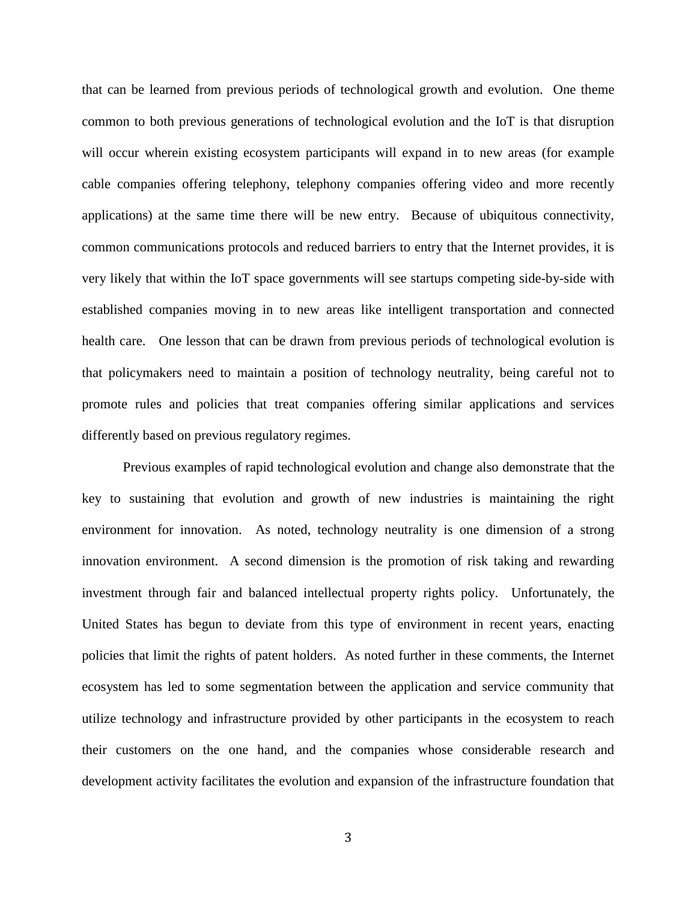that can be learned from previous periods of technological growth and evolution. One theme common to both previous generations of technological evolution and the IoT is that disruption will occur wherein existing ecosystem participants will expand in to new areas (for example cable companies offering telephony, telephony companies offering video and more recently applications) at the same time there will be new entry. Because of ubiquitous connectivity, common communications protocols and reduced barriers to entry that the Internet provides, it is very likely that within the IoT space governments will see startups competing side-by-side with established companies moving in to new areas like intelligent transportation and connected health care. One lesson that can be drawn from previous periods of technological evolution is that policymakers need to maintain a position of technology neutrality, being careful not to promote rules and policies that treat companies offering similar applications and services differently based on previous regulatory regimes.

Previous examples of rapid technological evolution and change also demonstrate that the key to sustaining that evolution and growth of new industries is maintaining the right environment for innovation. As noted, technology neutrality is one dimension of a strong innovation environment. A second dimension is the promotion of risk taking and rewarding investment through fair and balanced intellectual property rights policy. Unfortunately, the United States has begun to deviate from this type of environment in recent years, enacting policies that limit the rights of patent holders. As noted further in these comments, the Internet ecosystem has led to some segmentation between the application and service community that utilize technology and infrastructure provided by other participants in the ecosystem to reach their customers on the one hand, and the companies whose considerable research and development activity facilitates the evolution and expansion of the infrastructure foundation that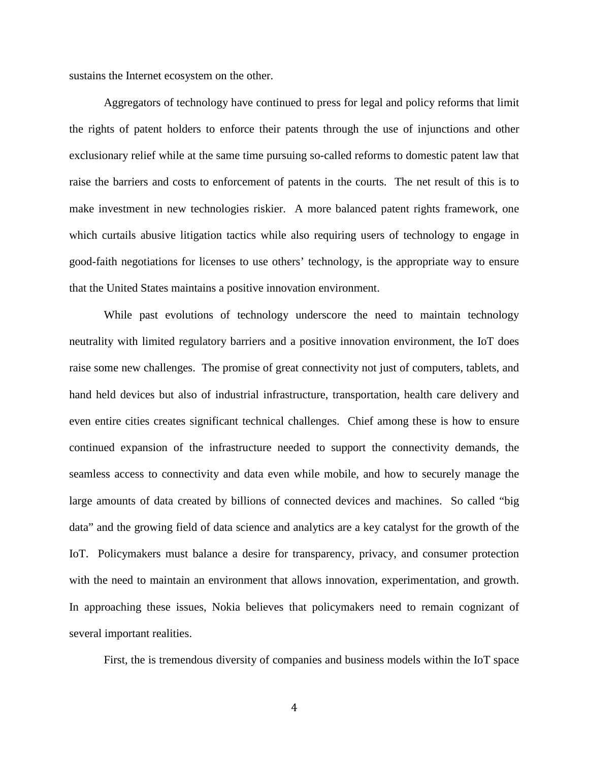sustains the Internet ecosystem on the other.

Aggregators of technology have continued to press for legal and policy reforms that limit the rights of patent holders to enforce their patents through the use of injunctions and other exclusionary relief while at the same time pursuing so-called reforms to domestic patent law that raise the barriers and costs to enforcement of patents in the courts. The net result of this is to make investment in new technologies riskier. A more balanced patent rights framework, one which curtails abusive litigation tactics while also requiring users of technology to engage in good-faith negotiations for licenses to use others' technology, is the appropriate way to ensure that the United States maintains a positive innovation environment.

While past evolutions of technology underscore the need to maintain technology neutrality with limited regulatory barriers and a positive innovation environment, the IoT does raise some new challenges. The promise of great connectivity not just of computers, tablets, and hand held devices but also of industrial infrastructure, transportation, health care delivery and even entire cities creates significant technical challenges. Chief among these is how to ensure continued expansion of the infrastructure needed to support the connectivity demands, the seamless access to connectivity and data even while mobile, and how to securely manage the large amounts of data created by billions of connected devices and machines. So called "big data" and the growing field of data science and analytics are a key catalyst for the growth of the IoT. Policymakers must balance a desire for transparency, privacy, and consumer protection with the need to maintain an environment that allows innovation, experimentation, and growth. In approaching these issues, Nokia believes that policymakers need to remain cognizant of several important realities.

First, the is tremendous diversity of companies and business models within the IoT space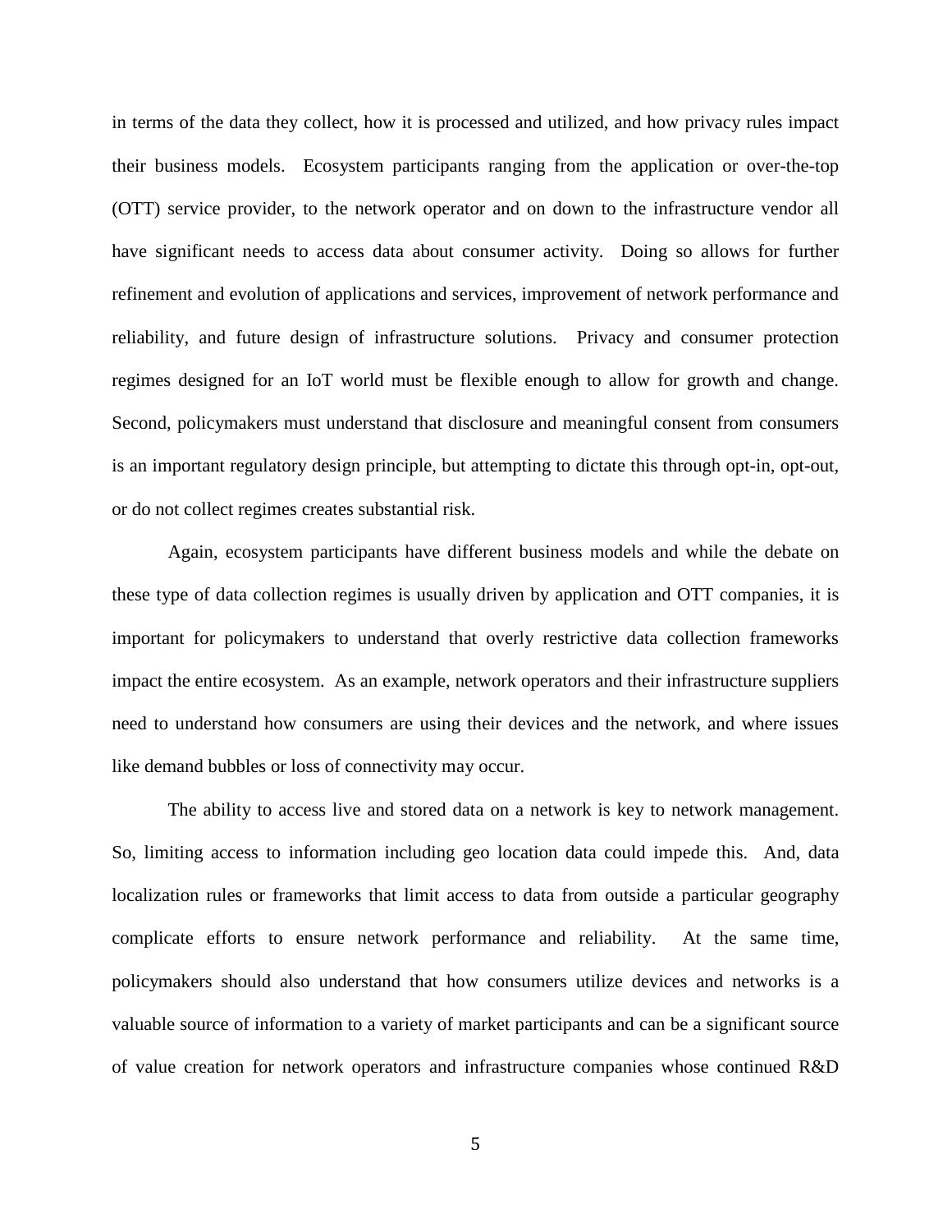in terms of the data they collect, how it is processed and utilized, and how privacy rules impact their business models. Ecosystem participants ranging from the application or over-the-top (OTT) service provider, to the network operator and on down to the infrastructure vendor all have significant needs to access data about consumer activity. Doing so allows for further refinement and evolution of applications and services, improvement of network performance and reliability, and future design of infrastructure solutions. Privacy and consumer protection regimes designed for an IoT world must be flexible enough to allow for growth and change. Second, policymakers must understand that disclosure and meaningful consent from consumers is an important regulatory design principle, but attempting to dictate this through opt-in, opt-out, or do not collect regimes creates substantial risk.

Again, ecosystem participants have different business models and while the debate on these type of data collection regimes is usually driven by application and OTT companies, it is important for policymakers to understand that overly restrictive data collection frameworks impact the entire ecosystem. As an example, network operators and their infrastructure suppliers need to understand how consumers are using their devices and the network, and where issues like demand bubbles or loss of connectivity may occur.

The ability to access live and stored data on a network is key to network management. So, limiting access to information including geo location data could impede this. And, data localization rules or frameworks that limit access to data from outside a particular geography complicate efforts to ensure network performance and reliability. At the same time, policymakers should also understand that how consumers utilize devices and networks is a valuable source of information to a variety of market participants and can be a significant source of value creation for network operators and infrastructure companies whose continued R&D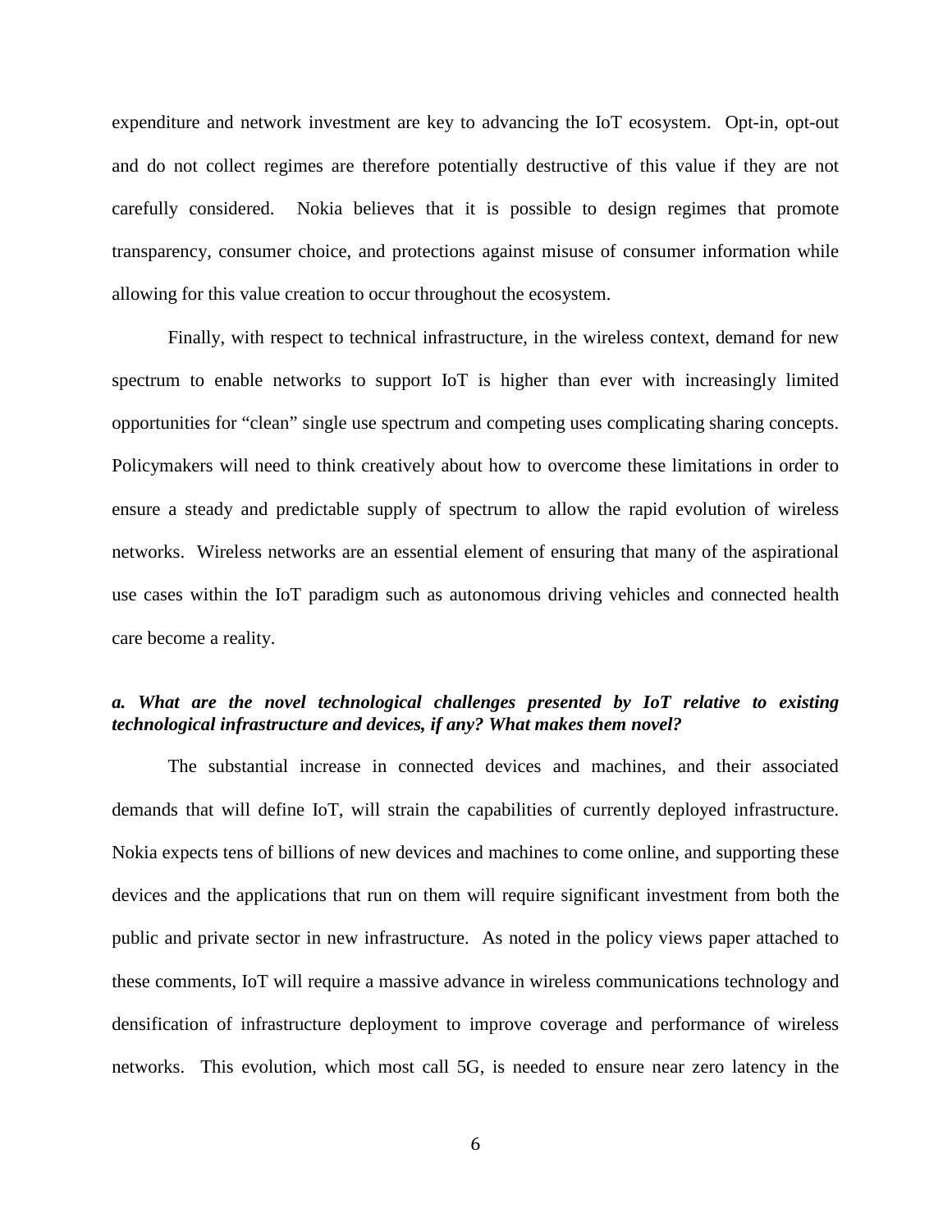expenditure and network investment are key to advancing the IoT ecosystem. Opt-in, opt-out and do not collect regimes are therefore potentially destructive of this value if they are not carefully considered. Nokia believes that it is possible to design regimes that promote transparency, consumer choice, and protections against misuse of consumer information while allowing for this value creation to occur throughout the ecosystem.

Finally, with respect to technical infrastructure, in the wireless context, demand for new spectrum to enable networks to support IoT is higher than ever with increasingly limited opportunities for "clean" single use spectrum and competing uses complicating sharing concepts. Policymakers will need to think creatively about how to overcome these limitations in order to ensure a steady and predictable supply of spectrum to allow the rapid evolution of wireless networks. Wireless networks are an essential element of ensuring that many of the aspirational use cases within the IoT paradigm such as autonomous driving vehicles and connected health care become a reality.

***a. What are the novel technological challenges presented by IoT relative to existing technological infrastructure and devices, if any? What makes them novel?***

The substantial increase in connected devices and machines, and their associated demands that will define IoT, will strain the capabilities of currently deployed infrastructure. Nokia expects tens of billions of new devices and machines to come online, and supporting these devices and the applications that run on them will require significant investment from both the public and private sector in new infrastructure. As noted in the policy views paper attached to these comments, IoT will require a massive advance in wireless communications technology and densification of infrastructure deployment to improve coverage and performance of wireless networks. This evolution, which most call 5G, is needed to ensure near zero latency in the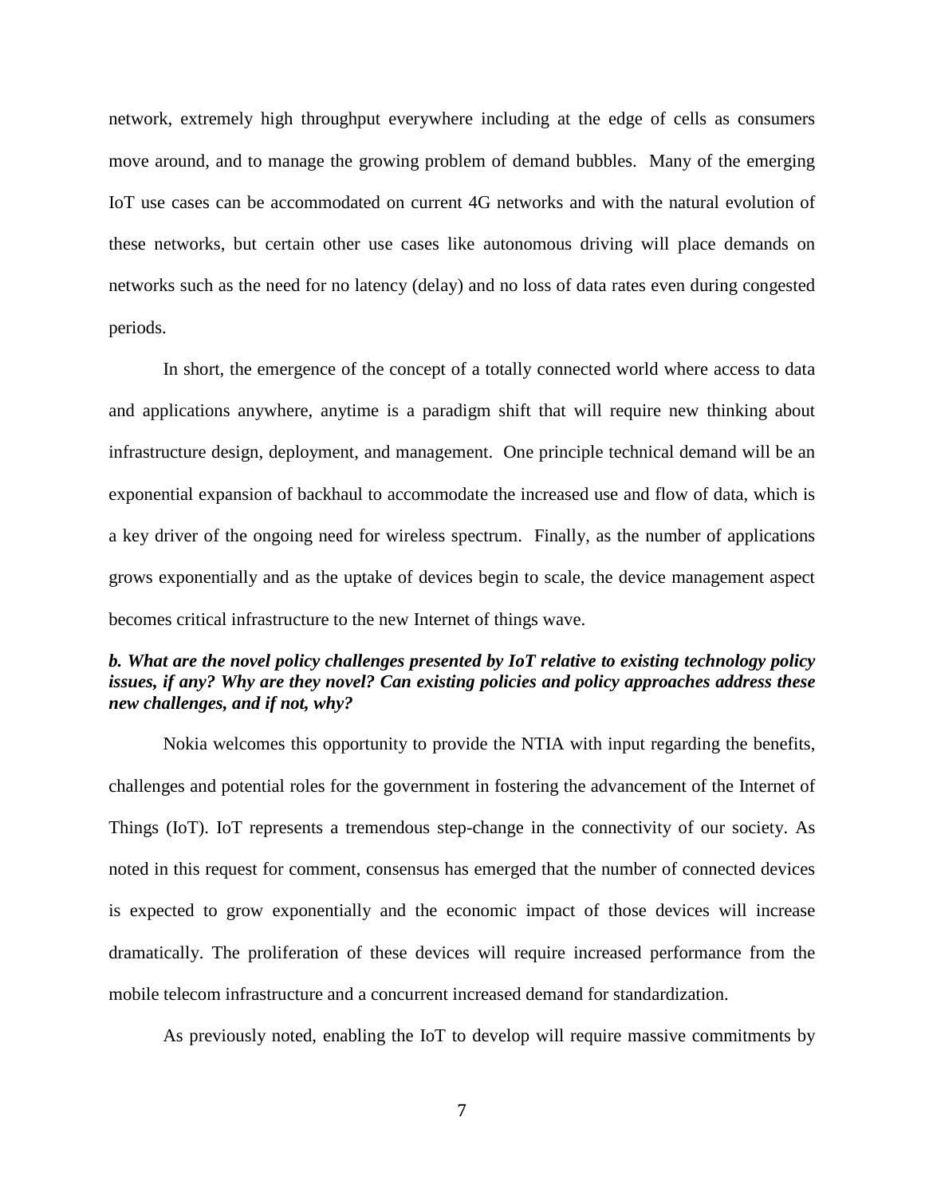network, extremely high throughput everywhere including at the edge of cells as consumers move around, and to manage the growing problem of demand bubbles. Many of the emerging IoT use cases can be accommodated on current 4G networks and with the natural evolution of these networks, but certain other use cases like autonomous driving will place demands on networks such as the need for no latency (delay) and no loss of data rates even during congested periods.

In short, the emergence of the concept of a totally connected world where access to data and applications anywhere, anytime is a paradigm shift that will require new thinking about infrastructure design, deployment, and management. One principle technical demand will be an exponential expansion of backhaul to accommodate the increased use and flow of data, which is a key driver of the ongoing need for wireless spectrum. Finally, as the number of applications grows exponentially and as the uptake of devices begin to scale, the device management aspect becomes critical infrastructure to the new Internet of things wave.

***b. What are the novel policy challenges presented by IoT relative to existing technology policy issues, if any? Why are they novel? Can existing policies and policy approaches address these new challenges, and if not, why?***

Nokia welcomes this opportunity to provide the NTIA with input regarding the benefits, challenges and potential roles for the government in fostering the advancement of the Internet of Things (IoT). IoT represents a tremendous step-change in the connectivity of our society. As noted in this request for comment, consensus has emerged that the number of connected devices is expected to grow exponentially and the economic impact of those devices will increase dramatically. The proliferation of these devices will require increased performance from the mobile telecom infrastructure and a concurrent increased demand for standardization.

As previously noted, enabling the IoT to develop will require massive commitments by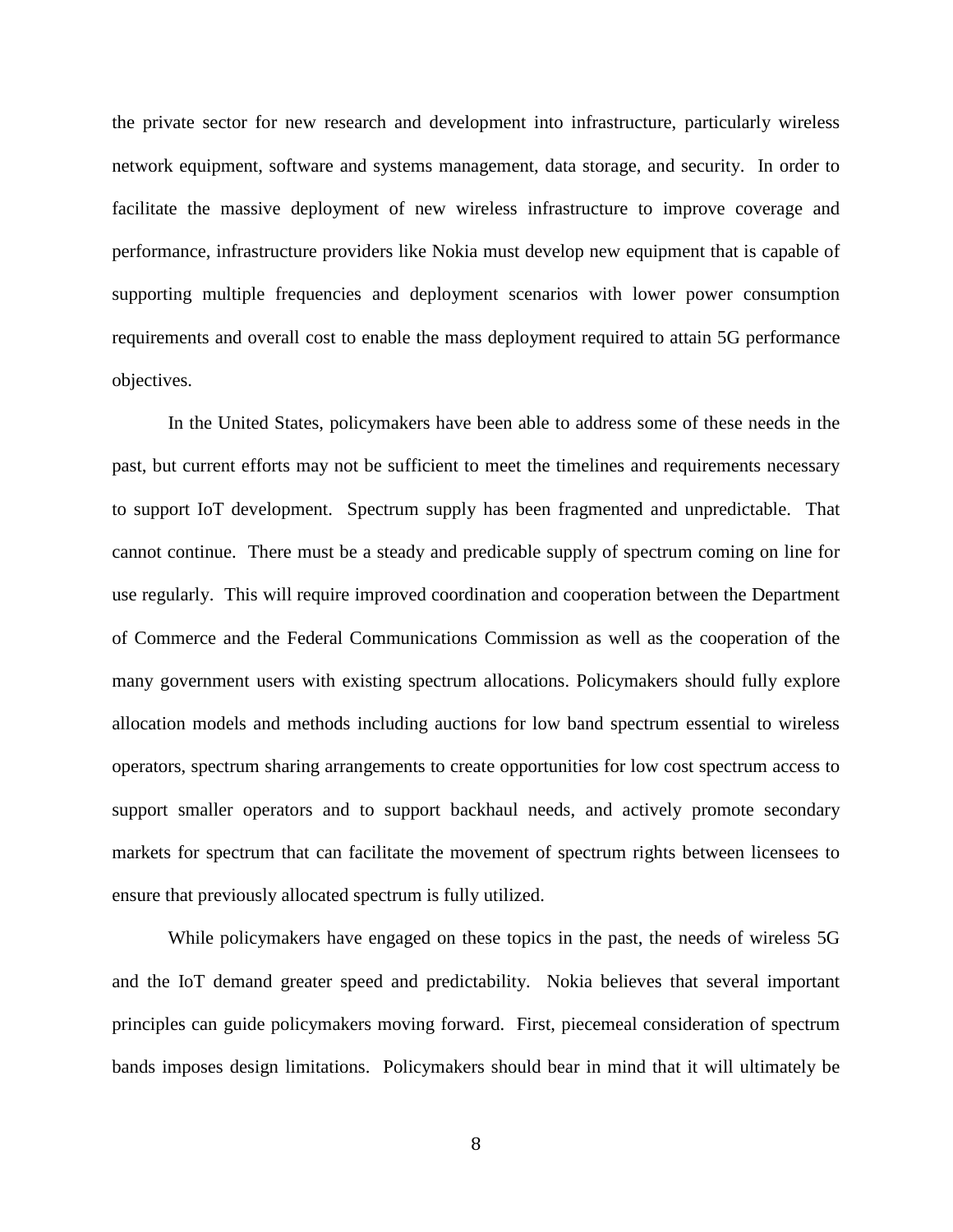the private sector for new research and development into infrastructure, particularly wireless network equipment, software and systems management, data storage, and security. In order to facilitate the massive deployment of new wireless infrastructure to improve coverage and performance, infrastructure providers like Nokia must develop new equipment that is capable of supporting multiple frequencies and deployment scenarios with lower power consumption requirements and overall cost to enable the mass deployment required to attain 5G performance objectives.

In the United States, policymakers have been able to address some of these needs in the past, but current efforts may not be sufficient to meet the timelines and requirements necessary to support IoT development. Spectrum supply has been fragmented and unpredictable. That cannot continue. There must be a steady and predicable supply of spectrum coming on line for use regularly. This will require improved coordination and cooperation between the Department of Commerce and the Federal Communications Commission as well as the cooperation of the many government users with existing spectrum allocations. Policymakers should fully explore allocation models and methods including auctions for low band spectrum essential to wireless operators, spectrum sharing arrangements to create opportunities for low cost spectrum access to support smaller operators and to support backhaul needs, and actively promote secondary markets for spectrum that can facilitate the movement of spectrum rights between licensees to ensure that previously allocated spectrum is fully utilized.

While policymakers have engaged on these topics in the past, the needs of wireless 5G and the IoT demand greater speed and predictability. Nokia believes that several important principles can guide policymakers moving forward. First, piecemeal consideration of spectrum bands imposes design limitations. Policymakers should bear in mind that it will ultimately be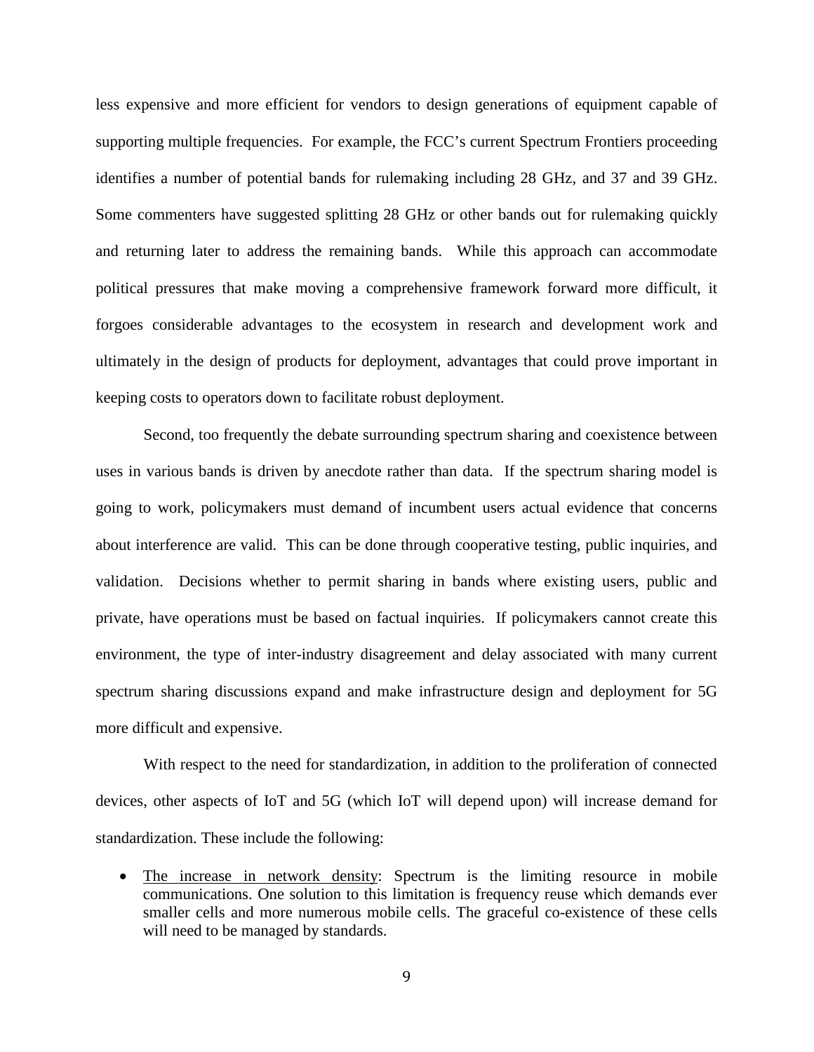less expensive and more efficient for vendors to design generations of equipment capable of supporting multiple frequencies. For example, the FCC's current Spectrum Frontiers proceeding identifies a number of potential bands for rulemaking including 28 GHz, and 37 and 39 GHz. Some commenters have suggested splitting 28 GHz or other bands out for rulemaking quickly and returning later to address the remaining bands. While this approach can accommodate political pressures that make moving a comprehensive framework forward more difficult, it forgoes considerable advantages to the ecosystem in research and development work and ultimately in the design of products for deployment, advantages that could prove important in keeping costs to operators down to facilitate robust deployment.

Second, too frequently the debate surrounding spectrum sharing and coexistence between uses in various bands is driven by anecdote rather than data. If the spectrum sharing model is going to work, policymakers must demand of incumbent users actual evidence that concerns about interference are valid. This can be done through cooperative testing, public inquiries, and validation. Decisions whether to permit sharing in bands where existing users, public and private, have operations must be based on factual inquiries. If policymakers cannot create this environment, the type of inter-industry disagreement and delay associated with many current spectrum sharing discussions expand and make infrastructure design and deployment for 5G more difficult and expensive.

With respect to the need for standardization, in addition to the proliferation of connected devices, other aspects of IoT and 5G (which IoT will depend upon) will increase demand for standardization. These include the following:

- The increase in network density: Spectrum is the limiting resource in mobile communications. One solution to this limitation is frequency reuse which demands ever smaller cells and more numerous mobile cells. The graceful co-existence of these cells will need to be managed by standards.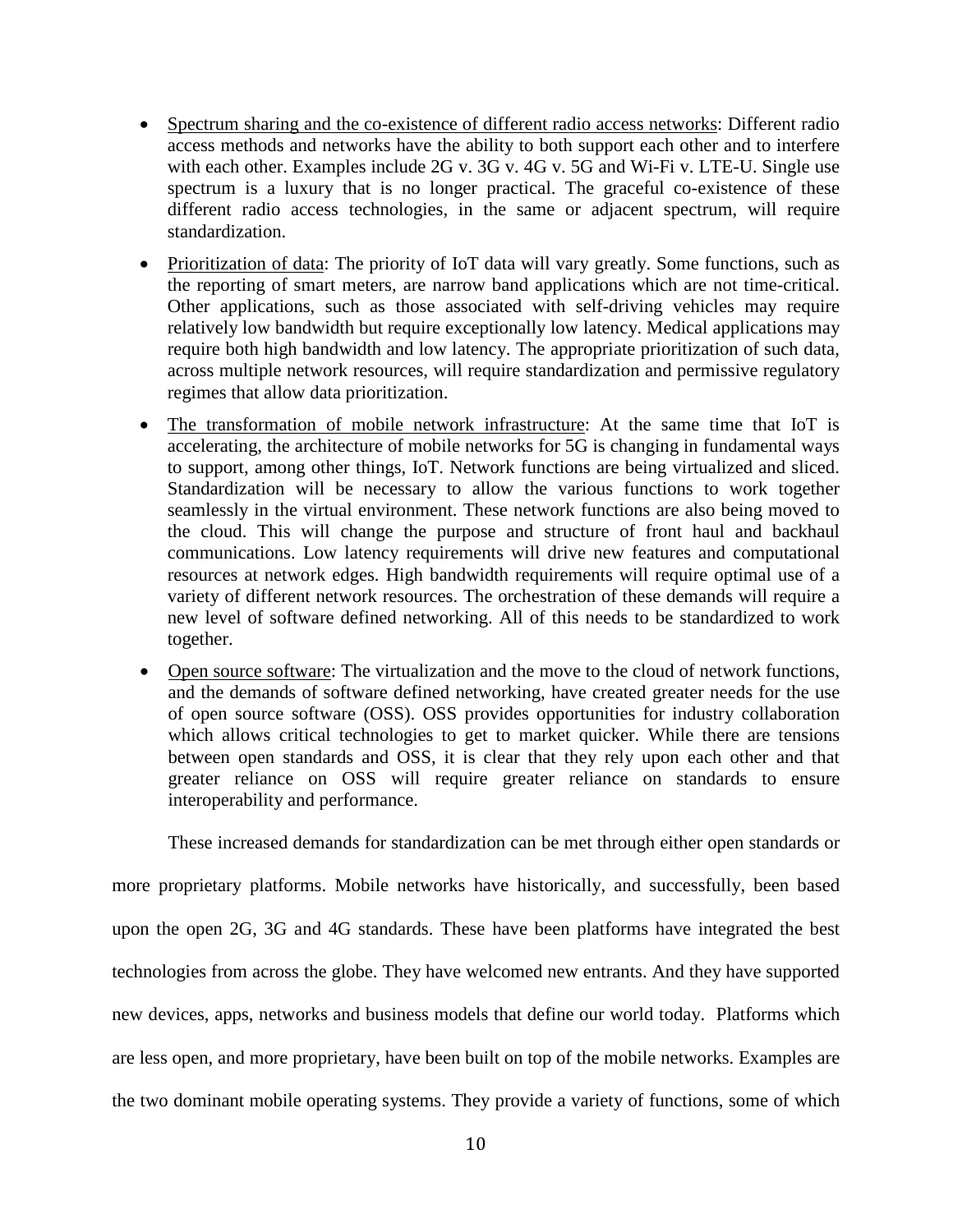- Spectrum sharing and the co-existence of different radio access networks: Different radio access methods and networks have the ability to both support each other and to interfere with each other. Examples include 2G v. 3G v. 4G v. 5G and Wi-Fi v. LTE-U. Single use spectrum is a luxury that is no longer practical. The graceful co-existence of these different radio access technologies, in the same or adjacent spectrum, will require standardization.
- Prioritization of data: The priority of IoT data will vary greatly. Some functions, such as the reporting of smart meters, are narrow band applications which are not time-critical. Other applications, such as those associated with self-driving vehicles may require relatively low bandwidth but require exceptionally low latency. Medical applications may require both high bandwidth and low latency. The appropriate prioritization of such data, across multiple network resources, will require standardization and permissive regulatory regimes that allow data prioritization.
- The transformation of mobile network infrastructure: At the same time that IoT is accelerating, the architecture of mobile networks for 5G is changing in fundamental ways to support, among other things, IoT. Network functions are being virtualized and sliced. Standardization will be necessary to allow the various functions to work together seamlessly in the virtual environment. These network functions are also being moved to the cloud. This will change the purpose and structure of front haul and backhaul communications. Low latency requirements will drive new features and computational resources at network edges. High bandwidth requirements will require optimal use of a variety of different network resources. The orchestration of these demands will require a new level of software defined networking. All of this needs to be standardized to work together.
- Open source software: The virtualization and the move to the cloud of network functions, and the demands of software defined networking, have created greater needs for the use of open source software (OSS). OSS provides opportunities for industry collaboration which allows critical technologies to get to market quicker. While there are tensions between open standards and OSS, it is clear that they rely upon each other and that greater reliance on OSS will require greater reliance on standards to ensure interoperability and performance.

These increased demands for standardization can be met through either open standards or more proprietary platforms. Mobile networks have historically, and successfully, been based upon the open 2G, 3G and 4G standards. These have been platforms have integrated the best technologies from across the globe. They have welcomed new entrants. And they have supported new devices, apps, networks and business models that define our world today. Platforms which are less open, and more proprietary, have been built on top of the mobile networks. Examples are the two dominant mobile operating systems. They provide a variety of functions, some of which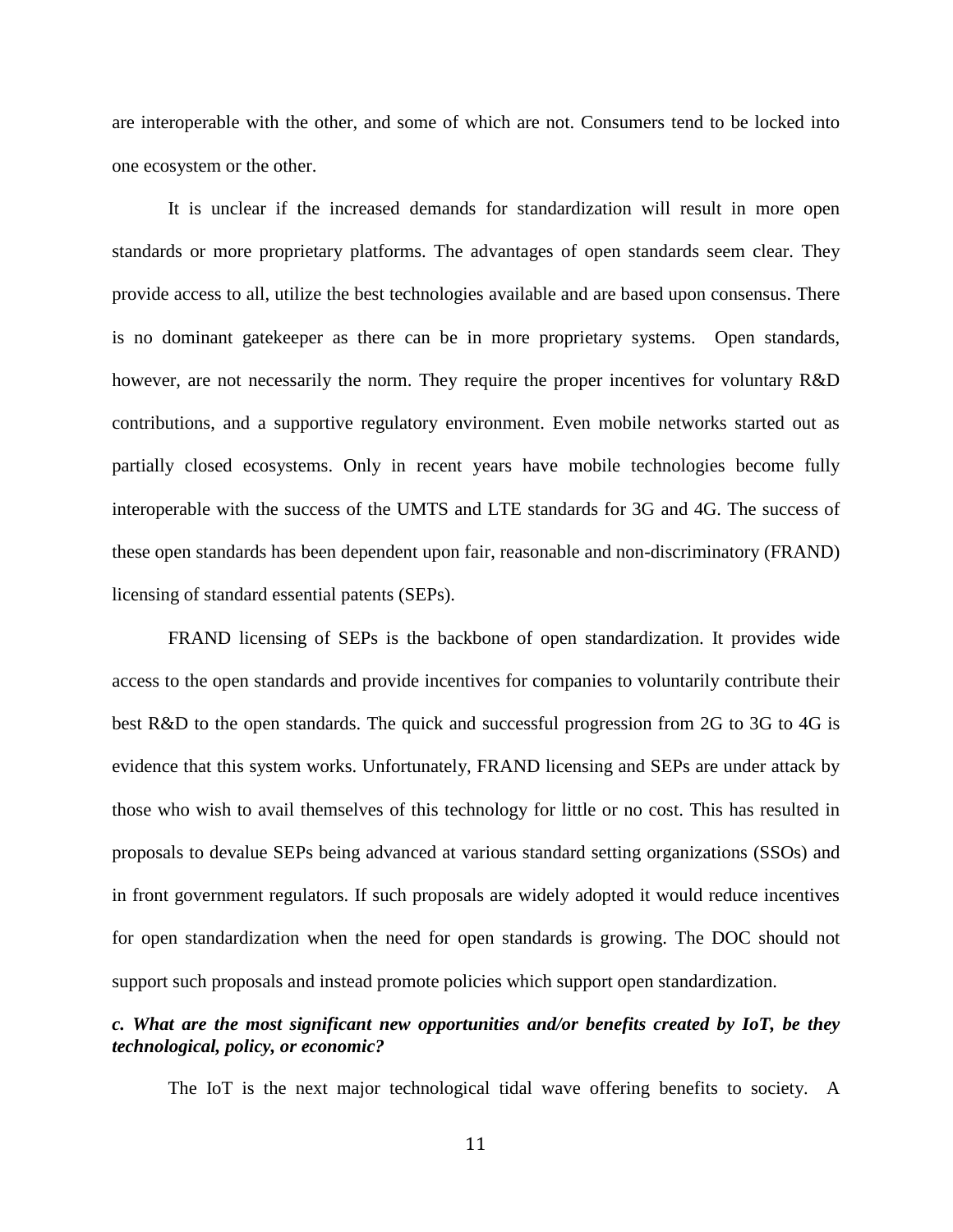are interoperable with the other, and some of which are not. Consumers tend to be locked into one ecosystem or the other.

It is unclear if the increased demands for standardization will result in more open standards or more proprietary platforms. The advantages of open standards seem clear. They provide access to all, utilize the best technologies available and are based upon consensus. There is no dominant gatekeeper as there can be in more proprietary systems. Open standards, however, are not necessarily the norm. They require the proper incentives for voluntary R&D contributions, and a supportive regulatory environment. Even mobile networks started out as partially closed ecosystems. Only in recent years have mobile technologies become fully interoperable with the success of the UMTS and LTE standards for 3G and 4G. The success of these open standards has been dependent upon fair, reasonable and non-discriminatory (FRAND) licensing of standard essential patents (SEPs).

FRAND licensing of SEPs is the backbone of open standardization. It provides wide access to the open standards and provide incentives for companies to voluntarily contribute their best R&D to the open standards. The quick and successful progression from 2G to 3G to 4G is evidence that this system works. Unfortunately, FRAND licensing and SEPs are under attack by those who wish to avail themselves of this technology for little or no cost. This has resulted in proposals to devalue SEPs being advanced at various standard setting organizations (SSOs) and in front government regulators. If such proposals are widely adopted it would reduce incentives for open standardization when the need for open standards is growing. The DOC should not support such proposals and instead promote policies which support open standardization.

***c. What are the most significant new opportunities and/or benefits created by IoT, be they technological, policy, or economic?***

The IoT is the next major technological tidal wave offering benefits to society. A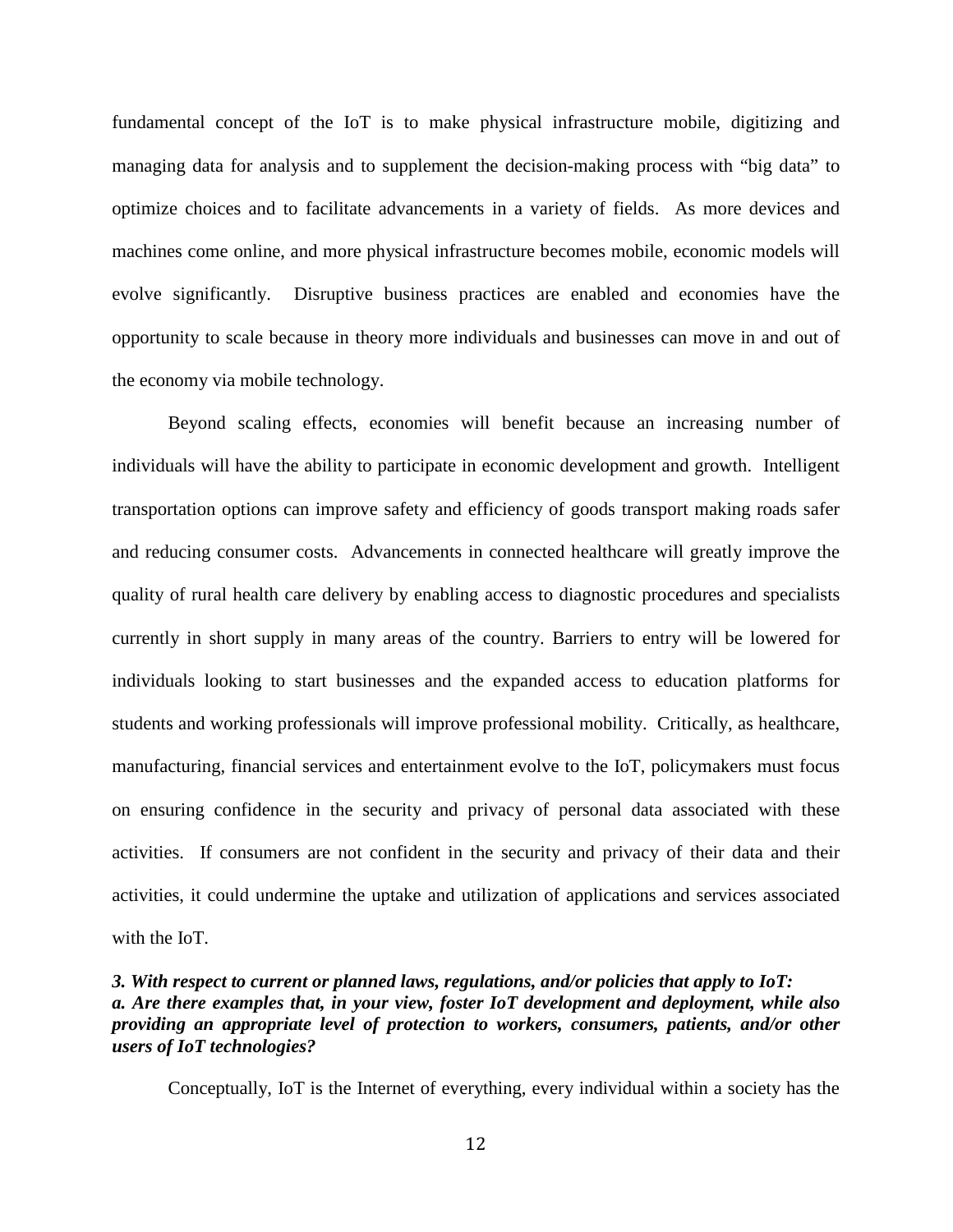fundamental concept of the IoT is to make physical infrastructure mobile, digitizing and managing data for analysis and to supplement the decision-making process with "big data" to optimize choices and to facilitate advancements in a variety of fields. As more devices and machines come online, and more physical infrastructure becomes mobile, economic models will evolve significantly. Disruptive business practices are enabled and economies have the opportunity to scale because in theory more individuals and businesses can move in and out of the economy via mobile technology.

Beyond scaling effects, economies will benefit because an increasing number of individuals will have the ability to participate in economic development and growth. Intelligent transportation options can improve safety and efficiency of goods transport making roads safer and reducing consumer costs. Advancements in connected healthcare will greatly improve the quality of rural health care delivery by enabling access to diagnostic procedures and specialists currently in short supply in many areas of the country. Barriers to entry will be lowered for individuals looking to start businesses and the expanded access to education platforms for students and working professionals will improve professional mobility. Critically, as healthcare, manufacturing, financial services and entertainment evolve to the IoT, policymakers must focus on ensuring confidence in the security and privacy of personal data associated with these activities. If consumers are not confident in the security and privacy of their data and their activities, it could undermine the uptake and utilization of applications and services associated with the IoT.

***3. With respect to current or planned laws, regulations, and/or policies that apply to IoT:***
***a. Are there examples that, in your view, foster IoT development and deployment, while also providing an appropriate level of protection to workers, consumers, patients, and/or other users of IoT technologies?***

Conceptually, IoT is the Internet of everything, every individual within a society has the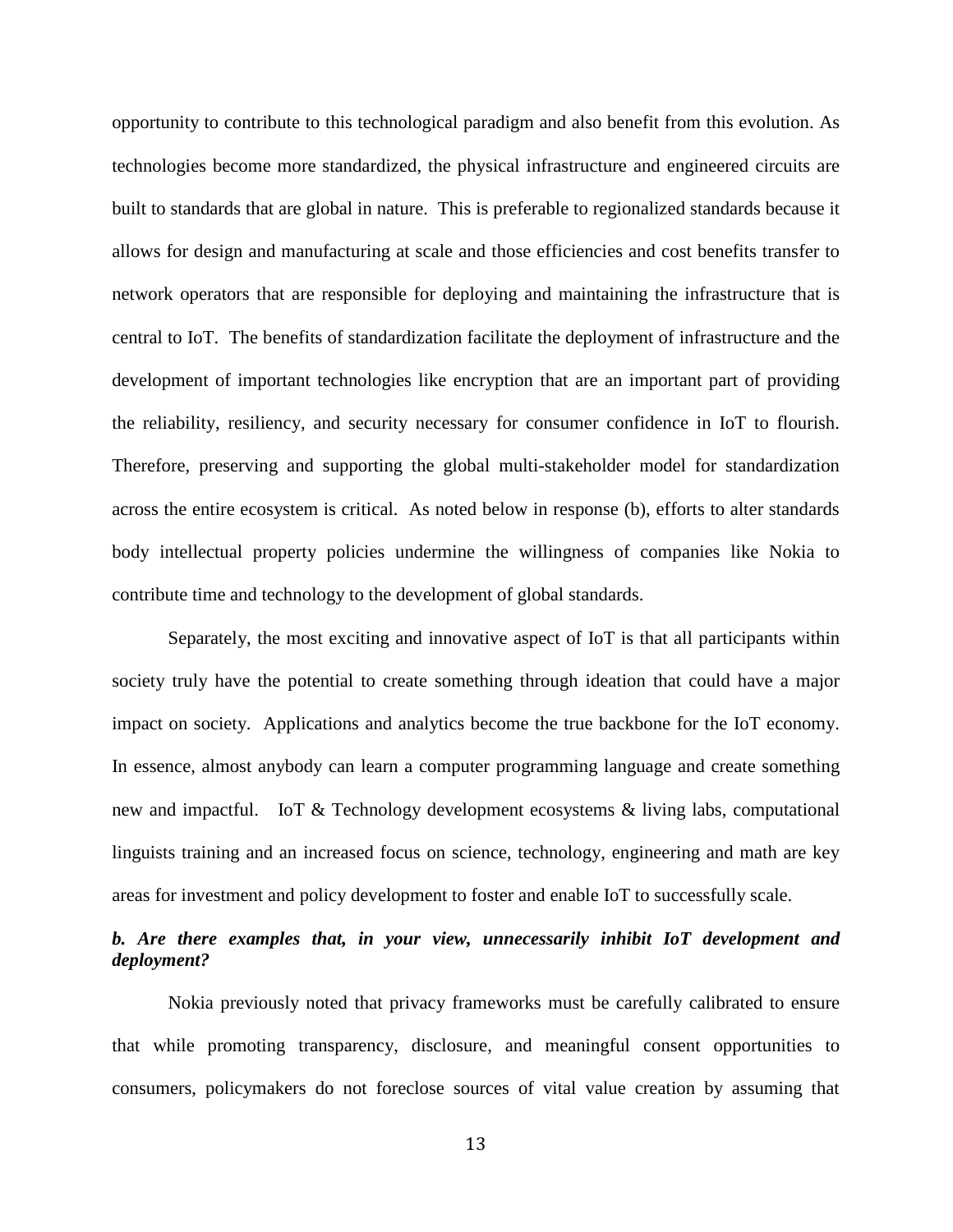opportunity to contribute to this technological paradigm and also benefit from this evolution. As technologies become more standardized, the physical infrastructure and engineered circuits are built to standards that are global in nature. This is preferable to regionalized standards because it allows for design and manufacturing at scale and those efficiencies and cost benefits transfer to network operators that are responsible for deploying and maintaining the infrastructure that is central to IoT. The benefits of standardization facilitate the deployment of infrastructure and the development of important technologies like encryption that are an important part of providing the reliability, resiliency, and security necessary for consumer confidence in IoT to flourish. Therefore, preserving and supporting the global multi-stakeholder model for standardization across the entire ecosystem is critical. As noted below in response (b), efforts to alter standards body intellectual property policies undermine the willingness of companies like Nokia to contribute time and technology to the development of global standards.

Separately, the most exciting and innovative aspect of IoT is that all participants within society truly have the potential to create something through ideation that could have a major impact on society. Applications and analytics become the true backbone for the IoT economy. In essence, almost anybody can learn a computer programming language and create something new and impactful. IoT & Technology development ecosystems & living labs, computational linguists training and an increased focus on science, technology, engineering and math are key areas for investment and policy development to foster and enable IoT to successfully scale.

***b. Are there examples that, in your view, unnecessarily inhibit IoT development and deployment?***

Nokia previously noted that privacy frameworks must be carefully calibrated to ensure that while promoting transparency, disclosure, and meaningful consent opportunities to consumers, policymakers do not foreclose sources of vital value creation by assuming that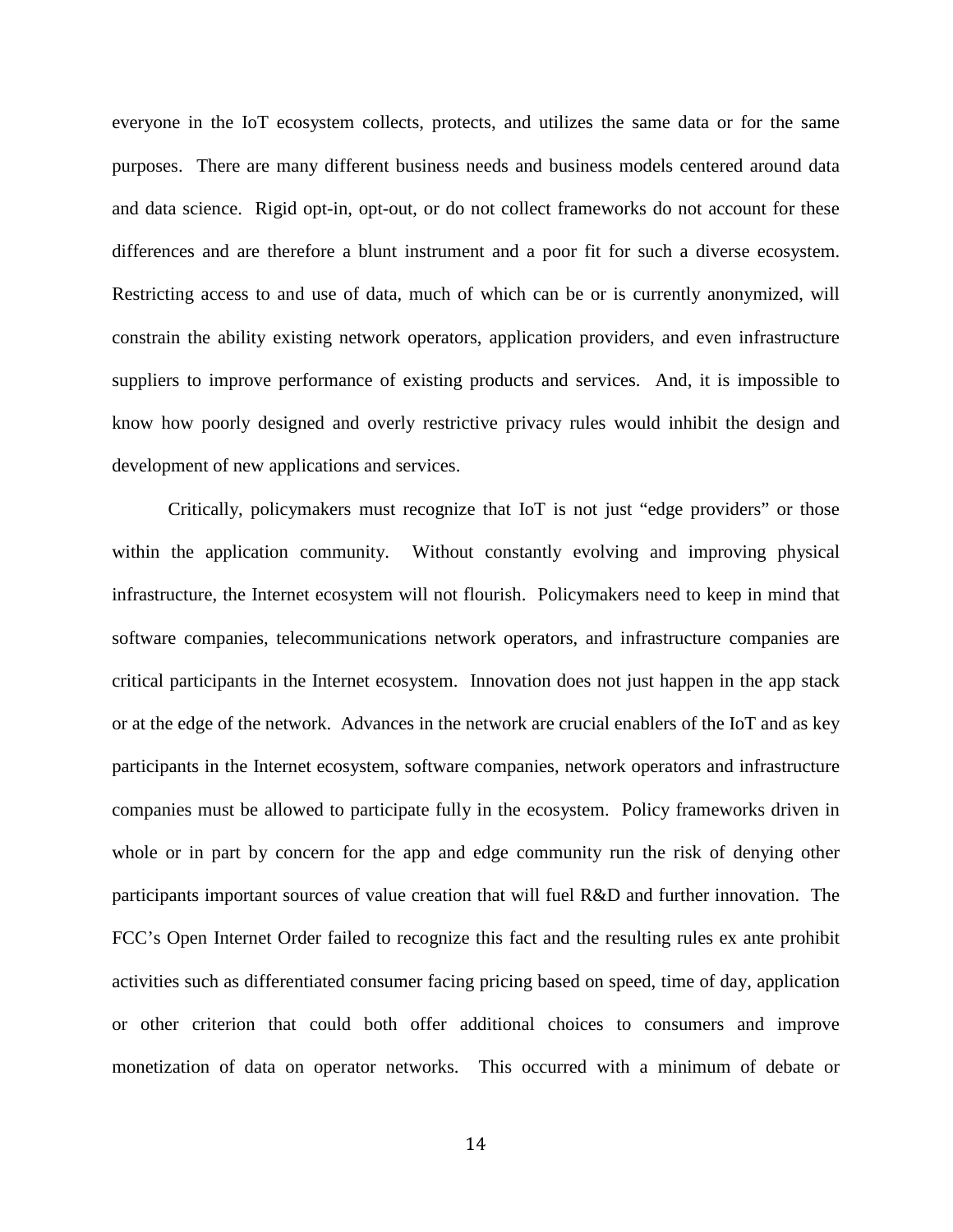everyone in the IoT ecosystem collects, protects, and utilizes the same data or for the same purposes. There are many different business needs and business models centered around data and data science. Rigid opt-in, opt-out, or do not collect frameworks do not account for these differences and are therefore a blunt instrument and a poor fit for such a diverse ecosystem. Restricting access to and use of data, much of which can be or is currently anonymized, will constrain the ability existing network operators, application providers, and even infrastructure suppliers to improve performance of existing products and services. And, it is impossible to know how poorly designed and overly restrictive privacy rules would inhibit the design and development of new applications and services.

Critically, policymakers must recognize that IoT is not just "edge providers" or those within the application community. Without constantly evolving and improving physical infrastructure, the Internet ecosystem will not flourish. Policymakers need to keep in mind that software companies, telecommunications network operators, and infrastructure companies are critical participants in the Internet ecosystem. Innovation does not just happen in the app stack or at the edge of the network. Advances in the network are crucial enablers of the IoT and as key participants in the Internet ecosystem, software companies, network operators and infrastructure companies must be allowed to participate fully in the ecosystem. Policy frameworks driven in whole or in part by concern for the app and edge community run the risk of denying other participants important sources of value creation that will fuel R&D and further innovation. The FCC's Open Internet Order failed to recognize this fact and the resulting rules ex ante prohibit activities such as differentiated consumer facing pricing based on speed, time of day, application or other criterion that could both offer additional choices to consumers and improve monetization of data on operator networks. This occurred with a minimum of debate or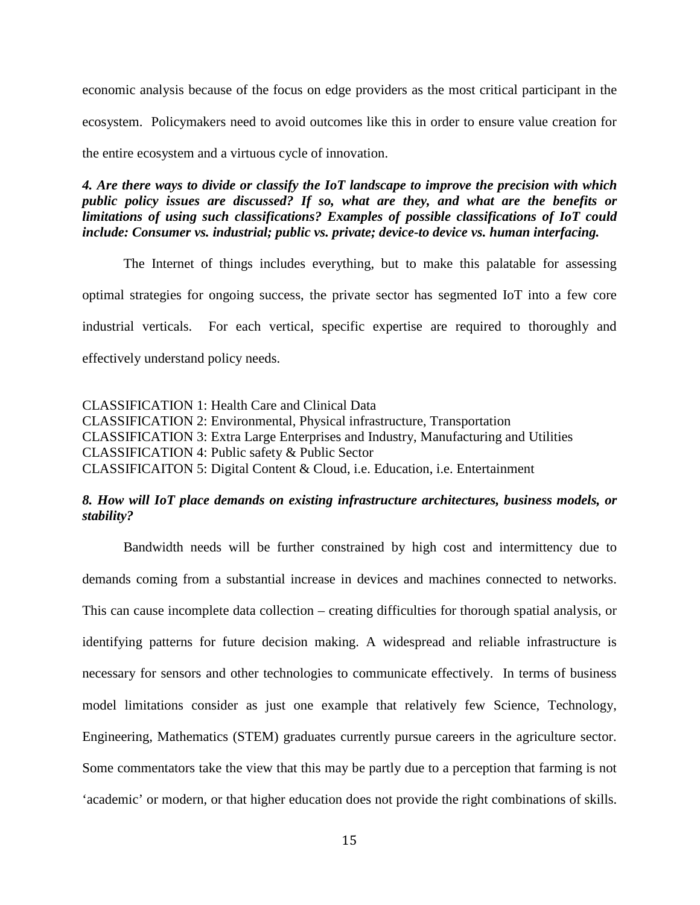economic analysis because of the focus on edge providers as the most critical participant in the ecosystem. Policymakers need to avoid outcomes like this in order to ensure value creation for the entire ecosystem and a virtuous cycle of innovation.

***4. Are there ways to divide or classify the IoT landscape to improve the precision with which public policy issues are discussed? If so, what are they, and what are the benefits or limitations of using such classifications? Examples of possible classifications of IoT could include: Consumer vs. industrial; public vs. private; device-to device vs. human interfacing.***

The Internet of things includes everything, but to make this palatable for assessing optimal strategies for ongoing success, the private sector has segmented IoT into a few core industrial verticals. For each vertical, specific expertise are required to thoroughly and effectively understand policy needs.

CLASSIFICATION 1: Health Care and Clinical Data
CLASSIFICATION 2: Environmental, Physical infrastructure, Transportation
CLASSIFICATION 3: Extra Large Enterprises and Industry, Manufacturing and Utilities
CLASSIFICATION 4: Public safety & Public Sector
CLASSIFICAITON 5: Digital Content & Cloud, i.e. Education, i.e. Entertainment

***8. How will IoT place demands on existing infrastructure architectures, business models, or stability?***

Bandwidth needs will be further constrained by high cost and intermittency due to demands coming from a substantial increase in devices and machines connected to networks. This can cause incomplete data collection – creating difficulties for thorough spatial analysis, or identifying patterns for future decision making. A widespread and reliable infrastructure is necessary for sensors and other technologies to communicate effectively. In terms of business model limitations consider as just one example that relatively few Science, Technology, Engineering, Mathematics (STEM) graduates currently pursue careers in the agriculture sector. Some commentators take the view that this may be partly due to a perception that farming is not 'academic' or modern, or that higher education does not provide the right combinations of skills.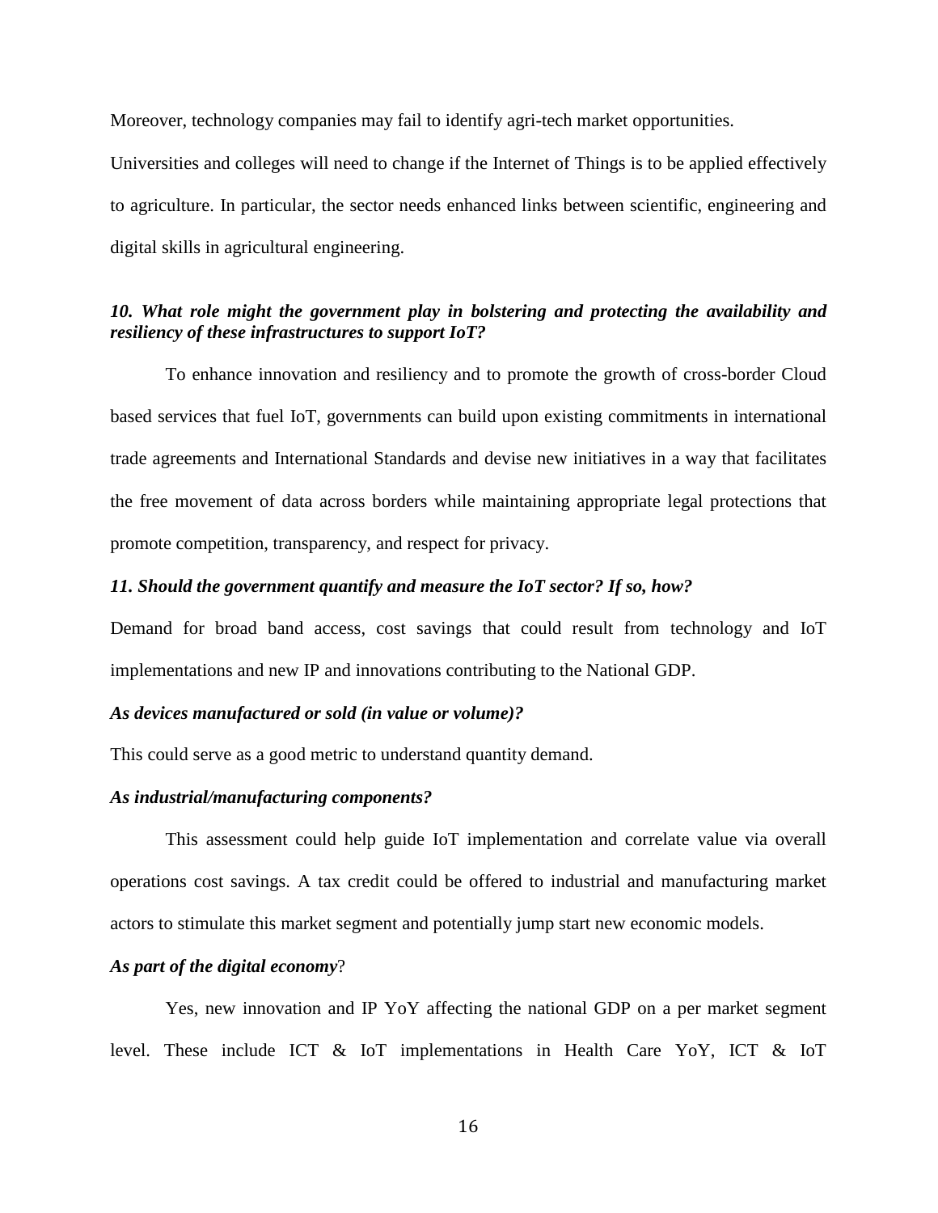Moreover, technology companies may fail to identify agri-tech market opportunities.

Universities and colleges will need to change if the Internet of Things is to be applied effectively to agriculture. In particular, the sector needs enhanced links between scientific, engineering and digital skills in agricultural engineering.

***10. What role might the government play in bolstering and protecting the availability and resiliency of these infrastructures to support IoT?***

To enhance innovation and resiliency and to promote the growth of cross-border Cloud based services that fuel IoT, governments can build upon existing commitments in international trade agreements and International Standards and devise new initiatives in a way that facilitates the free movement of data across borders while maintaining appropriate legal protections that promote competition, transparency, and respect for privacy.

***11. Should the government quantify and measure the IoT sector? If so, how?***

Demand for broad band access, cost savings that could result from technology and IoT implementations and new IP and innovations contributing to the National GDP.

***As devices manufactured or sold (in value or volume)?***

This could serve as a good metric to understand quantity demand.

***As industrial/manufacturing components?***

This assessment could help guide IoT implementation and correlate value via overall operations cost savings. A tax credit could be offered to industrial and manufacturing market actors to stimulate this market segment and potentially jump start new economic models.

***As part of the digital economy*?**

Yes, new innovation and IP YoY affecting the national GDP on a per market segment level. These include ICT & IoT implementations in Health Care YoY, ICT & IoT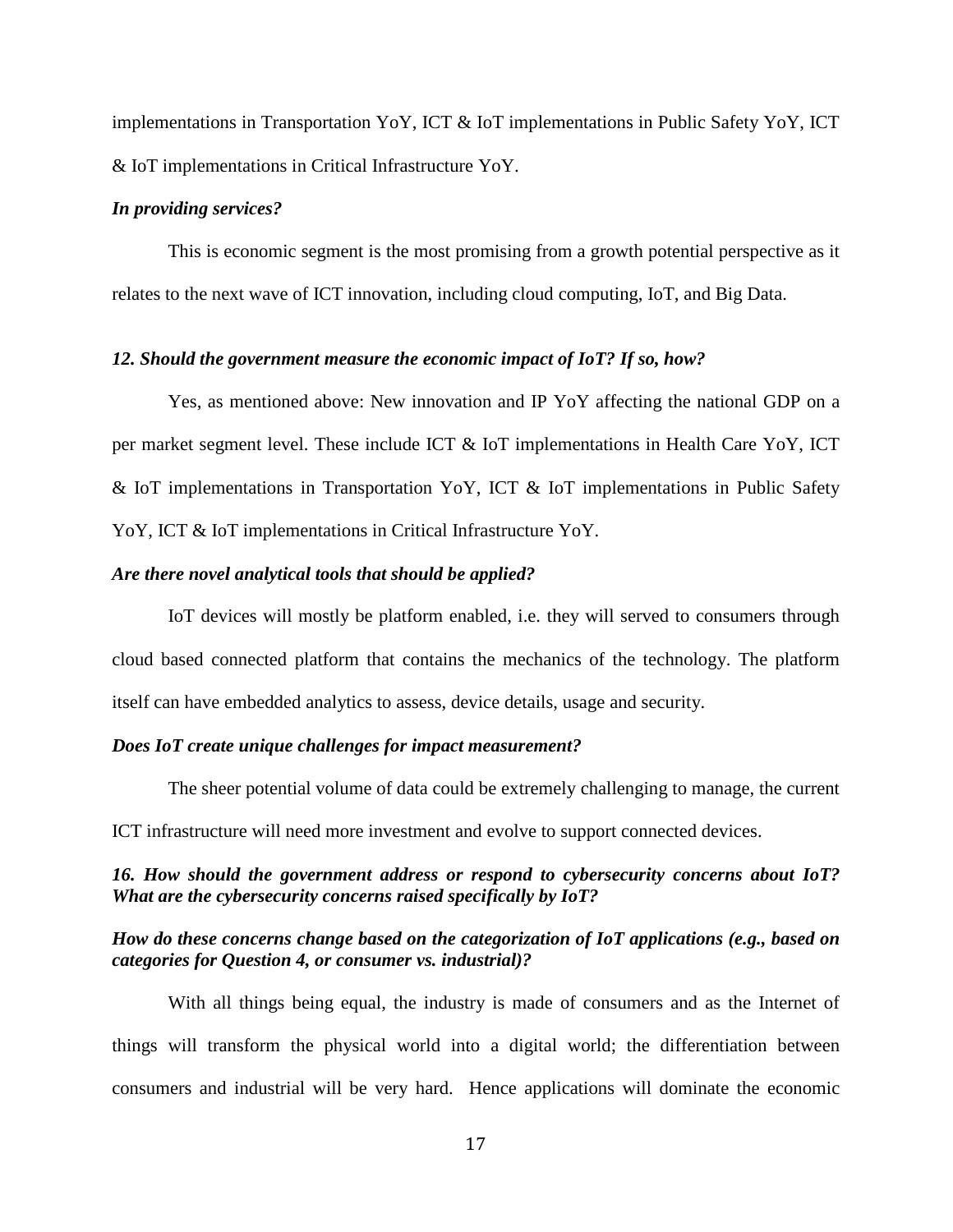implementations in Transportation YoY, ICT & IoT implementations in Public Safety YoY, ICT & IoT implementations in Critical Infrastructure YoY.

***In providing services?***

This is economic segment is the most promising from a growth potential perspective as it relates to the next wave of ICT innovation, including cloud computing, IoT, and Big Data.

***12. Should the government measure the economic impact of IoT? If so, how?***

Yes, as mentioned above: New innovation and IP YoY affecting the national GDP on a per market segment level. These include ICT & IoT implementations in Health Care YoY, ICT & IoT implementations in Transportation YoY, ICT & IoT implementations in Public Safety YoY, ICT & IoT implementations in Critical Infrastructure YoY.

***Are there novel analytical tools that should be applied?***

IoT devices will mostly be platform enabled, i.e. they will served to consumers through cloud based connected platform that contains the mechanics of the technology. The platform itself can have embedded analytics to assess, device details, usage and security.

***Does IoT create unique challenges for impact measurement?***

The sheer potential volume of data could be extremely challenging to manage, the current ICT infrastructure will need more investment and evolve to support connected devices.

***16. How should the government address or respond to cybersecurity concerns about IoT? What are the cybersecurity concerns raised specifically by IoT?***

***How do these concerns change based on the categorization of IoT applications (e.g., based on categories for Question 4, or consumer vs. industrial)?***

With all things being equal, the industry is made of consumers and as the Internet of things will transform the physical world into a digital world; the differentiation between consumers and industrial will be very hard. Hence applications will dominate the economic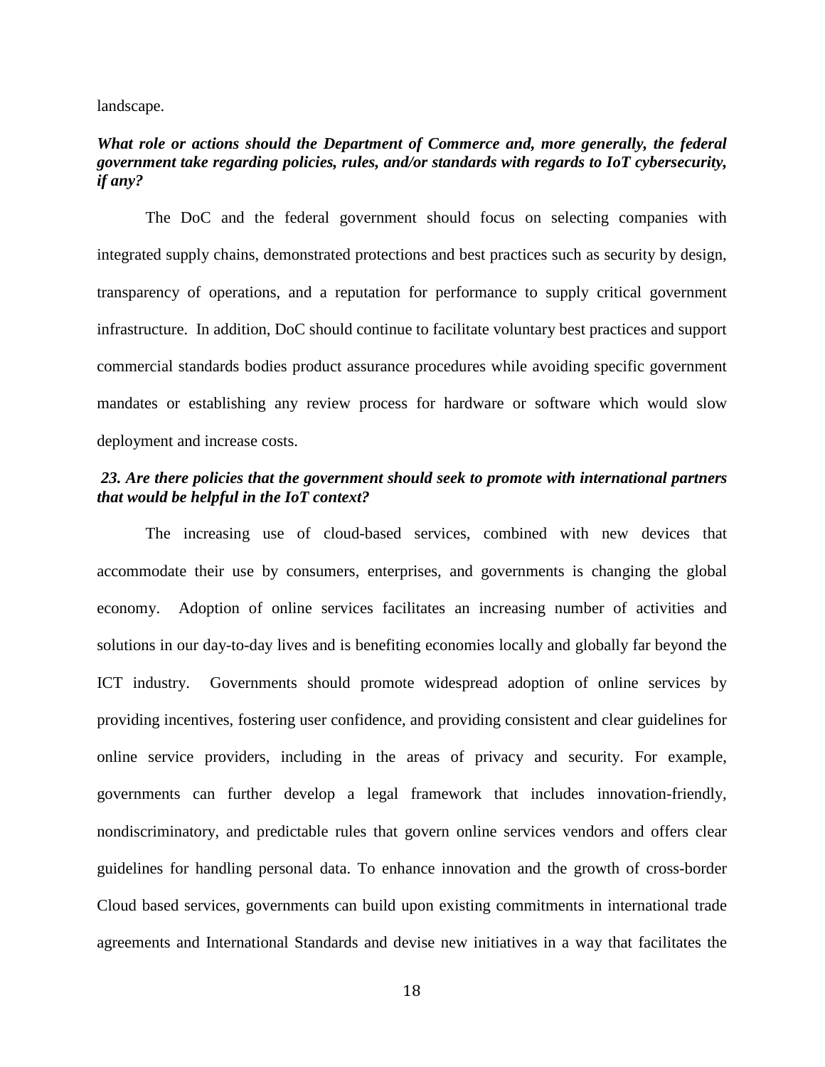landscape.

***What role or actions should the Department of Commerce and, more generally, the federal government take regarding policies, rules, and/or standards with regards to IoT cybersecurity, if any?***

The DoC and the federal government should focus on selecting companies with integrated supply chains, demonstrated protections and best practices such as security by design, transparency of operations, and a reputation for performance to supply critical government infrastructure. In addition, DoC should continue to facilitate voluntary best practices and support commercial standards bodies product assurance procedures while avoiding specific government mandates or establishing any review process for hardware or software which would slow deployment and increase costs.

***23. Are there policies that the government should seek to promote with international partners that would be helpful in the IoT context?***

The increasing use of cloud-based services, combined with new devices that accommodate their use by consumers, enterprises, and governments is changing the global economy. Adoption of online services facilitates an increasing number of activities and solutions in our day-to-day lives and is benefiting economies locally and globally far beyond the ICT industry. Governments should promote widespread adoption of online services by providing incentives, fostering user confidence, and providing consistent and clear guidelines for online service providers, including in the areas of privacy and security. For example, governments can further develop a legal framework that includes innovation-friendly, nondiscriminatory, and predictable rules that govern online services vendors and offers clear guidelines for handling personal data. To enhance innovation and the growth of cross-border Cloud based services, governments can build upon existing commitments in international trade agreements and International Standards and devise new initiatives in a way that facilitates the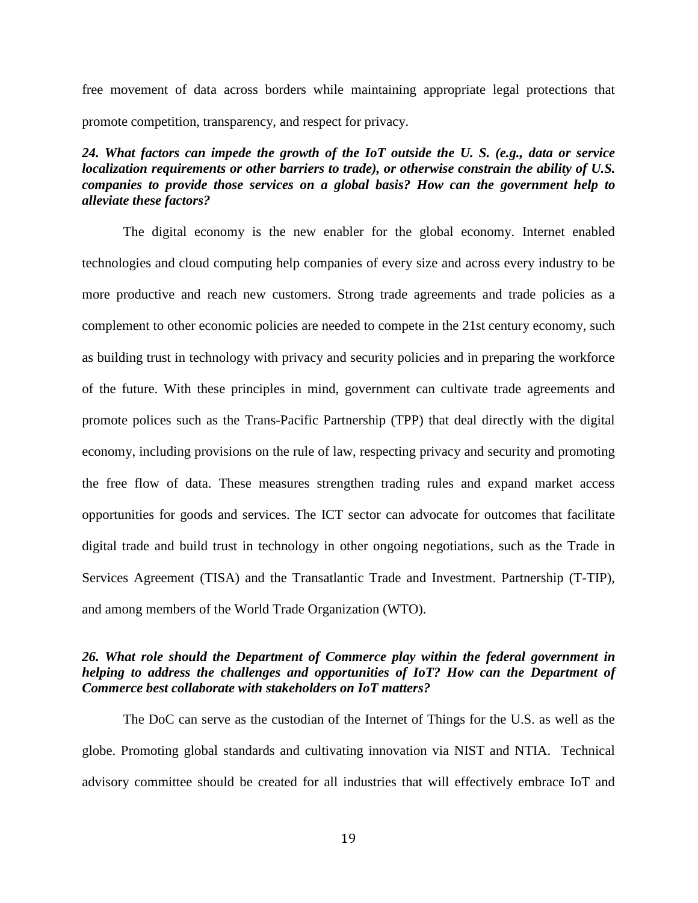free movement of data across borders while maintaining appropriate legal protections that promote competition, transparency, and respect for privacy.

***24. What factors can impede the growth of the IoT outside the U. S. (e.g., data or service localization requirements or other barriers to trade), or otherwise constrain the ability of U.S. companies to provide those services on a global basis? How can the government help to alleviate these factors?***

The digital economy is the new enabler for the global economy. Internet enabled technologies and cloud computing help companies of every size and across every industry to be more productive and reach new customers. Strong trade agreements and trade policies as a complement to other economic policies are needed to compete in the 21st century economy, such as building trust in technology with privacy and security policies and in preparing the workforce of the future. With these principles in mind, government can cultivate trade agreements and promote polices such as the Trans-Pacific Partnership (TPP) that deal directly with the digital economy, including provisions on the rule of law, respecting privacy and security and promoting the free flow of data. These measures strengthen trading rules and expand market access opportunities for goods and services. The ICT sector can advocate for outcomes that facilitate digital trade and build trust in technology in other ongoing negotiations, such as the Trade in Services Agreement (TISA) and the Transatlantic Trade and Investment. Partnership (T-TIP), and among members of the World Trade Organization (WTO).

***26. What role should the Department of Commerce play within the federal government in helping to address the challenges and opportunities of IoT? How can the Department of Commerce best collaborate with stakeholders on IoT matters?***

The DoC can serve as the custodian of the Internet of Things for the U.S. as well as the globe. Promoting global standards and cultivating innovation via NIST and NTIA. Technical advisory committee should be created for all industries that will effectively embrace IoT and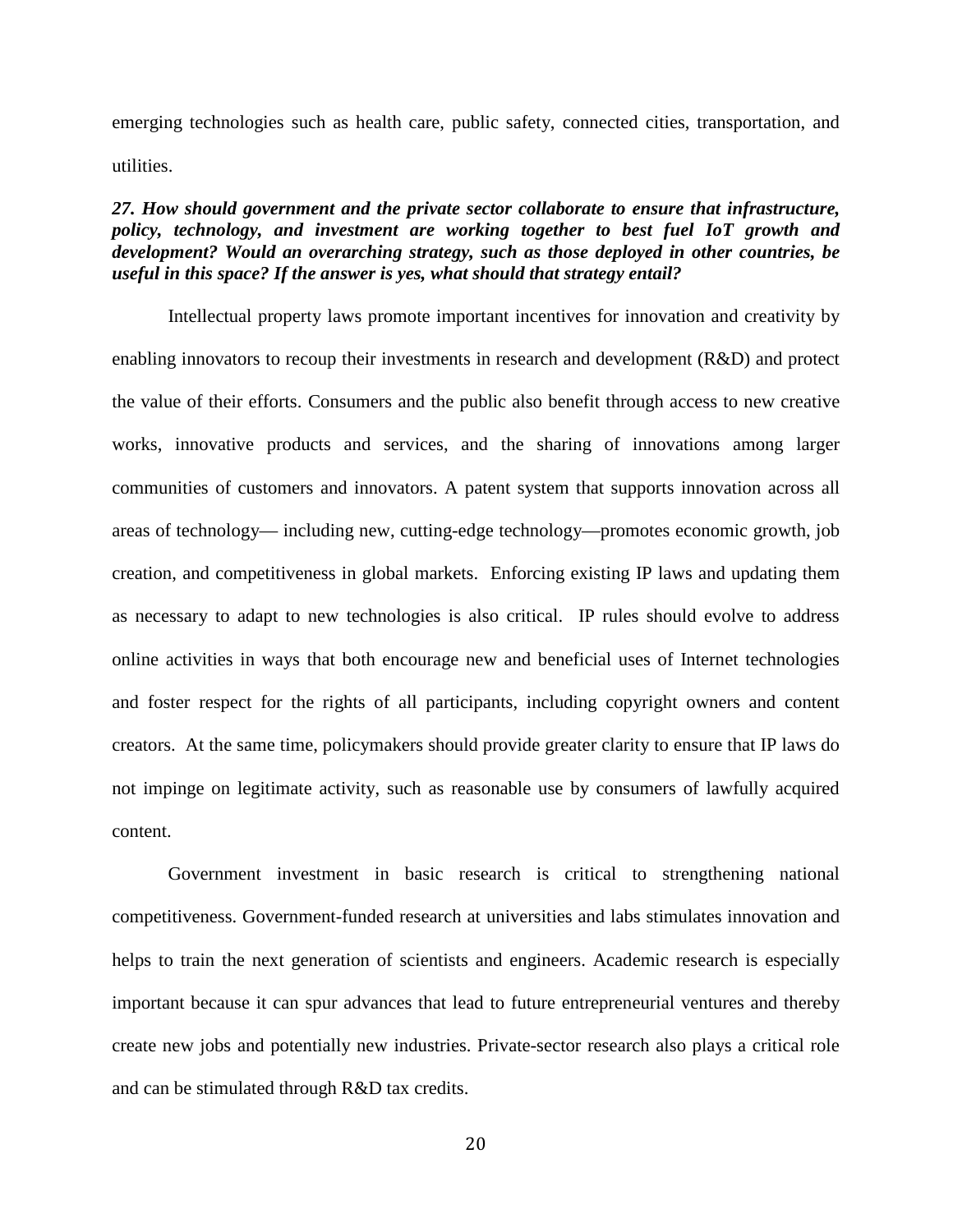emerging technologies such as health care, public safety, connected cities, transportation, and utilities.

***27. How should government and the private sector collaborate to ensure that infrastructure, policy, technology, and investment are working together to best fuel IoT growth and development? Would an overarching strategy, such as those deployed in other countries, be useful in this space? If the answer is yes, what should that strategy entail?***

Intellectual property laws promote important incentives for innovation and creativity by enabling innovators to recoup their investments in research and development (R&D) and protect the value of their efforts. Consumers and the public also benefit through access to new creative works, innovative products and services, and the sharing of innovations among larger communities of customers and innovators. A patent system that supports innovation across all areas of technology— including new, cutting-edge technology—promotes economic growth, job creation, and competitiveness in global markets. Enforcing existing IP laws and updating them as necessary to adapt to new technologies is also critical. IP rules should evolve to address online activities in ways that both encourage new and beneficial uses of Internet technologies and foster respect for the rights of all participants, including copyright owners and content creators. At the same time, policymakers should provide greater clarity to ensure that IP laws do not impinge on legitimate activity, such as reasonable use by consumers of lawfully acquired content.

Government investment in basic research is critical to strengthening national competitiveness. Government-funded research at universities and labs stimulates innovation and helps to train the next generation of scientists and engineers. Academic research is especially important because it can spur advances that lead to future entrepreneurial ventures and thereby create new jobs and potentially new industries. Private-sector research also plays a critical role and can be stimulated through R&D tax credits.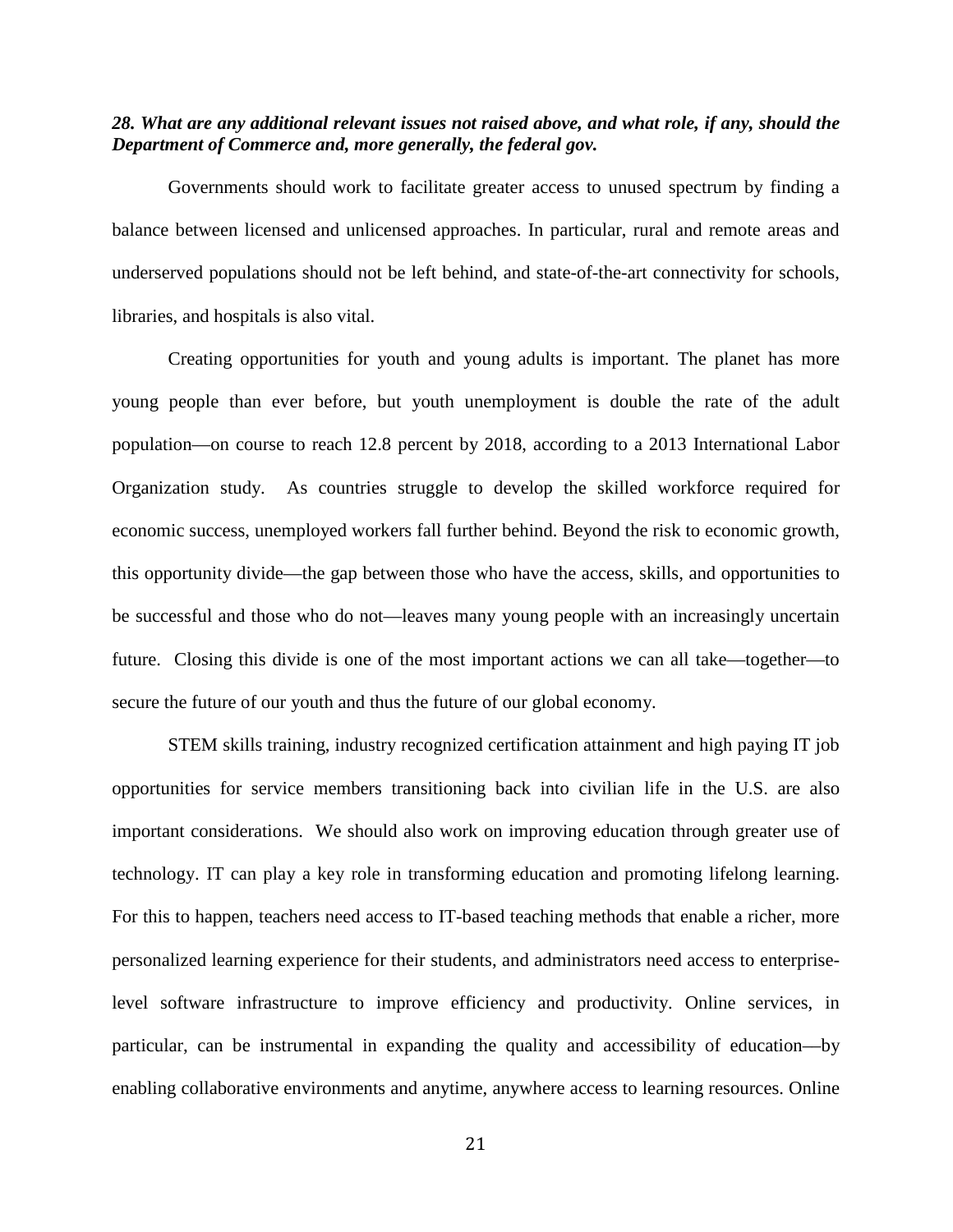***28. What are any additional relevant issues not raised above, and what role, if any, should the Department of Commerce and, more generally, the federal gov.***

Governments should work to facilitate greater access to unused spectrum by finding a balance between licensed and unlicensed approaches. In particular, rural and remote areas and underserved populations should not be left behind, and state-of-the-art connectivity for schools, libraries, and hospitals is also vital.

Creating opportunities for youth and young adults is important. The planet has more young people than ever before, but youth unemployment is double the rate of the adult population—on course to reach 12.8 percent by 2018, according to a 2013 International Labor Organization study. As countries struggle to develop the skilled workforce required for economic success, unemployed workers fall further behind. Beyond the risk to economic growth, this opportunity divide—the gap between those who have the access, skills, and opportunities to be successful and those who do not—leaves many young people with an increasingly uncertain future. Closing this divide is one of the most important actions we can all take—together—to secure the future of our youth and thus the future of our global economy.

STEM skills training, industry recognized certification attainment and high paying IT job opportunities for service members transitioning back into civilian life in the U.S. are also important considerations. We should also work on improving education through greater use of technology. IT can play a key role in transforming education and promoting lifelong learning. For this to happen, teachers need access to IT-based teaching methods that enable a richer, more personalized learning experience for their students, and administrators need access to enterprise-level software infrastructure to improve efficiency and productivity. Online services, in particular, can be instrumental in expanding the quality and accessibility of education—by enabling collaborative environments and anytime, anywhere access to learning resources. Online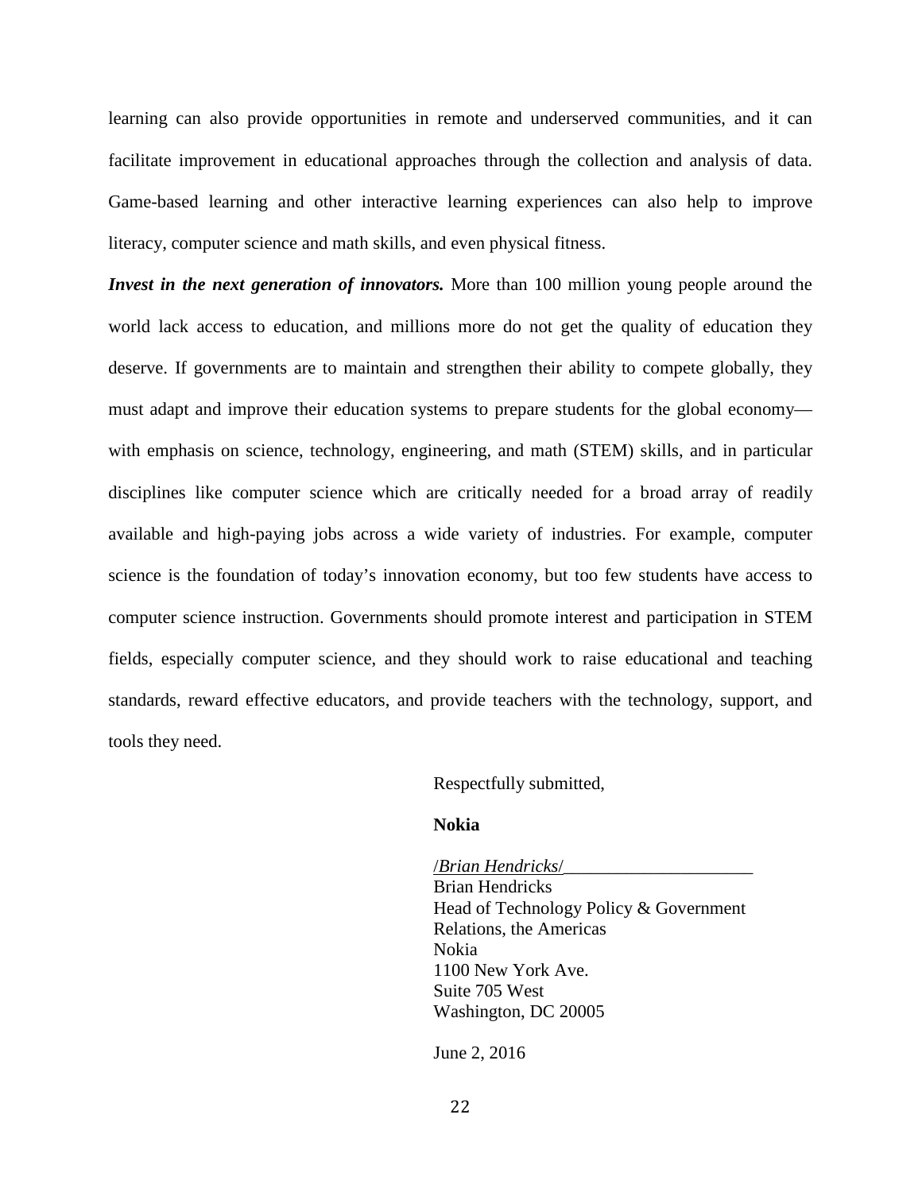learning can also provide opportunities in remote and underserved communities, and it can facilitate improvement in educational approaches through the collection and analysis of data. Game-based learning and other interactive learning experiences can also help to improve literacy, computer science and math skills, and even physical fitness.

***Invest in the next generation of innovators.*** More than 100 million young people around the world lack access to education, and millions more do not get the quality of education they deserve. If governments are to maintain and strengthen their ability to compete globally, they must adapt and improve their education systems to prepare students for the global economy—with emphasis on science, technology, engineering, and math (STEM) skills, and in particular disciplines like computer science which are critically needed for a broad array of readily available and high-paying jobs across a wide variety of industries. For example, computer science is the foundation of today's innovation economy, but too few students have access to computer science instruction. Governments should promote interest and participation in STEM fields, especially computer science, and they should work to raise educational and teaching standards, reward effective educators, and provide teachers with the technology, support, and tools they need.

Respectfully submitted,

**Nokia**

/*Brian Hendricks*/______________________
Brian Hendricks
Head of Technology Policy & Government Relations, the Americas
Nokia
1100 New York Ave.
Suite 705 West
Washington, DC 20005

June 2, 2016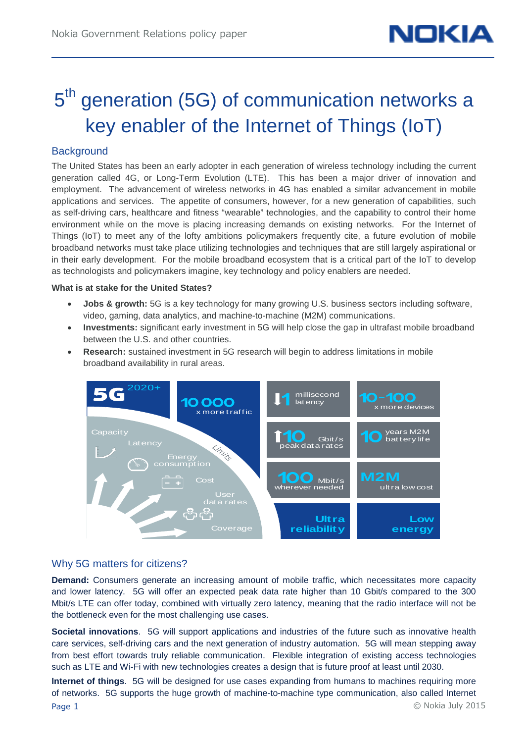# 5th generation (5G) of communication networks a key enabler of the Internet of Things (IoT)

## Background

The United States has been an early adopter in each generation of wireless technology including the current generation called 4G, or Long-Term Evolution (LTE). This has been a major driver of innovation and employment. The advancement of wireless networks in 4G has enabled a similar advancement in mobile applications and services. The appetite of consumers, however, for a new generation of capabilities, such as self-driving cars, healthcare and fitness "wearable" technologies, and the capability to control their home environment while on the move is placing increasing demands on existing networks. For the Internet of Things (IoT) to meet any of the lofty ambitions policymakers frequently cite, a future evolution of mobile broadband networks must take place utilizing technologies and techniques that are still largely aspirational or in their early development. For the mobile broadband ecosystem that is a critical part of the IoT to develop as technologists and policymakers imagine, key technology and policy enablers are needed.

**What is at stake for the United States?**

- **Jobs & growth:** 5G is a key technology for many growing U.S. business sectors including software, video, gaming, data analytics, and machine-to-machine (M2M) communications.
- **Investments:** significant early investment in 5G will help close the gap in ultrafast mobile broadband between the U.S. and other countries.
- **Research:** sustained investment in 5G research will begin to address limitations in mobile broadband availability in rural areas.

5G 2020+

Capacity | Latency | Energy consumption | Cost | User data rates | Coverage | Limits

10 000 x more traffic

↓1 millisecond latency

10-100 x more devices

↑10 Gbit/s peak data rates

10 years M2M battery life

100 Mbit/s wherever needed

M2M ultra low cost

Ultra reliability

Low energy

## Why 5G matters for citizens?

**Demand:** Consumers generate an increasing amount of mobile traffic, which necessitates more capacity and lower latency. 5G will offer an expected peak data rate higher than 10 Gbit/s compared to the 300 Mbit/s LTE can offer today, combined with virtually zero latency, meaning that the radio interface will not be the bottleneck even for the most challenging use cases.

**Societal innovations**. 5G will support applications and industries of the future such as innovative health care services, self-driving cars and the next generation of industry automation. 5G will mean stepping away from best effort towards truly reliable communication. Flexible integration of existing access technologies such as LTE and Wi-Fi with new technologies creates a design that is future proof at least until 2030.

**Internet of things**. 5G will be designed for use cases expanding from humans to machines requiring more of networks. 5G supports the huge growth of machine-to-machine type communication, also called Internet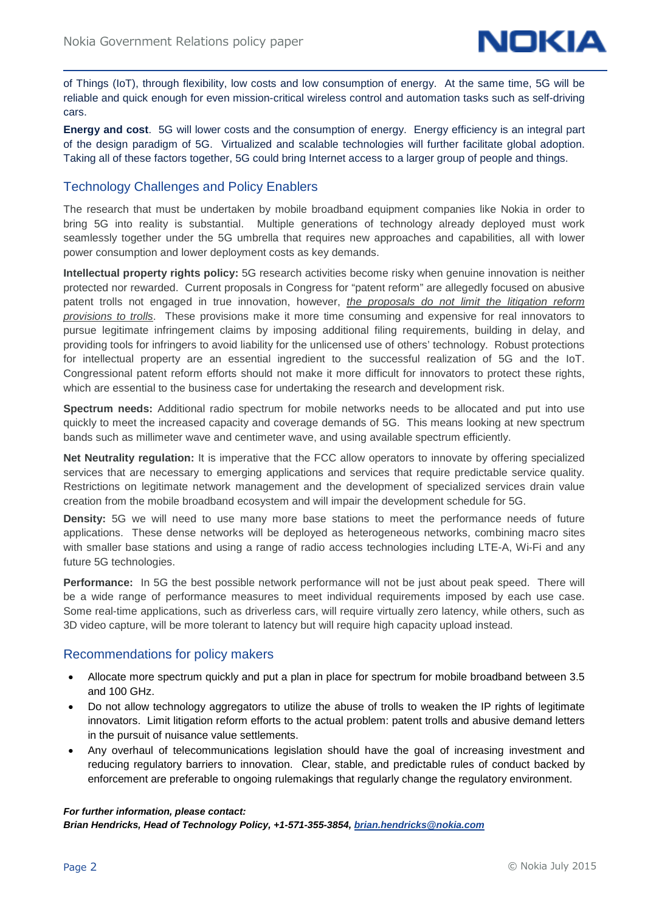of Things (IoT), through flexibility, low costs and low consumption of energy. At the same time, 5G will be reliable and quick enough for even mission-critical wireless control and automation tasks such as self-driving cars.

**Energy and cost**. 5G will lower costs and the consumption of energy. Energy efficiency is an integral part of the design paradigm of 5G. Virtualized and scalable technologies will further facilitate global adoption. Taking all of these factors together, 5G could bring Internet access to a larger group of people and things.

## Technology Challenges and Policy Enablers

The research that must be undertaken by mobile broadband equipment companies like Nokia in order to bring 5G into reality is substantial. Multiple generations of technology already deployed must work seamlessly together under the 5G umbrella that requires new approaches and capabilities, all with lower power consumption and lower deployment costs as key demands.

**Intellectual property rights policy:** 5G research activities become risky when genuine innovation is neither protected nor rewarded. Current proposals in Congress for "patent reform" are allegedly focused on abusive patent trolls not engaged in true innovation, however, *the proposals do not limit the litigation reform provisions to trolls*. These provisions make it more time consuming and expensive for real innovators to pursue legitimate infringement claims by imposing additional filing requirements, building in delay, and providing tools for infringers to avoid liability for the unlicensed use of others' technology. Robust protections for intellectual property are an essential ingredient to the successful realization of 5G and the IoT. Congressional patent reform efforts should not make it more difficult for innovators to protect these rights, which are essential to the business case for undertaking the research and development risk.

**Spectrum needs:** Additional radio spectrum for mobile networks needs to be allocated and put into use quickly to meet the increased capacity and coverage demands of 5G. This means looking at new spectrum bands such as millimeter wave and centimeter wave, and using available spectrum efficiently.

**Net Neutrality regulation:** It is imperative that the FCC allow operators to innovate by offering specialized services that are necessary to emerging applications and services that require predictable service quality. Restrictions on legitimate network management and the development of specialized services drain value creation from the mobile broadband ecosystem and will impair the development schedule for 5G.

**Density:** 5G we will need to use many more base stations to meet the performance needs of future applications. These dense networks will be deployed as heterogeneous networks, combining macro sites with smaller base stations and using a range of radio access technologies including LTE-A, Wi-Fi and any future 5G technologies.

**Performance:** In 5G the best possible network performance will not be just about peak speed. There will be a wide range of performance measures to meet individual requirements imposed by each use case. Some real-time applications, such as driverless cars, will require virtually zero latency, while others, such as 3D video capture, will be more tolerant to latency but will require high capacity upload instead.

## Recommendations for policy makers

- Allocate more spectrum quickly and put a plan in place for spectrum for mobile broadband between 3.5 and 100 GHz.
- Do not allow technology aggregators to utilize the abuse of trolls to weaken the IP rights of legitimate innovators. Limit litigation reform efforts to the actual problem: patent trolls and abusive demand letters in the pursuit of nuisance value settlements.
- Any overhaul of telecommunications legislation should have the goal of increasing investment and reducing regulatory barriers to innovation. Clear, stable, and predictable rules of conduct backed by enforcement are preferable to ongoing rulemakings that regularly change the regulatory environment.

***For further information, please contact:***
***Brian Hendricks, Head of Technology Policy, +1-571-355-3854, brian.hendricks@nokia.com***